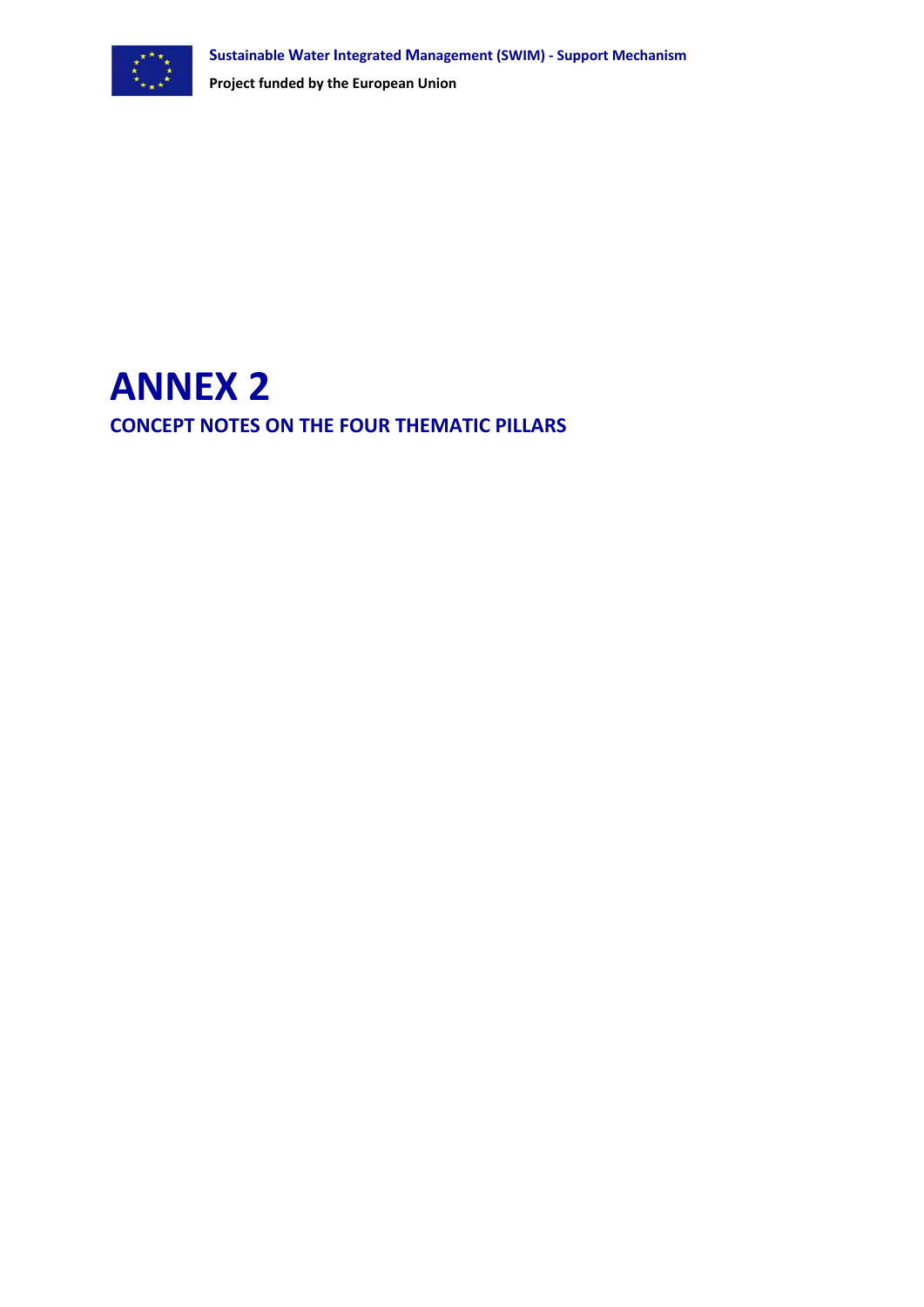Sustainable Water Integrated Management (SWIM) - Support Mechanism

Project funded by the European Union

# ANNEX 2

## CONCEPT NOTES ON THE FOUR THEMATIC PILLARS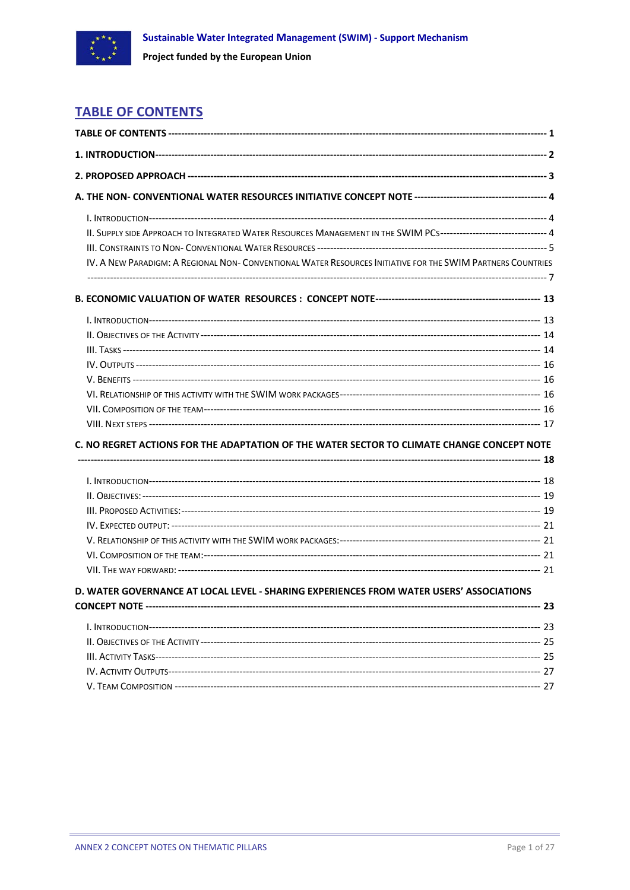# TABLE OF CONTENTS

**TABLE OF CONTENTS** ---------- 1

**1. INTRODUCTION** ---------- 2

**2. PROPOSED APPROACH** ---------- 3

**A. THE NON- CONVENTIONAL WATER RESOURCES INITIATIVE CONCEPT NOTE** ---------- 4

- I. INTRODUCTION ---------- 4
- II. SUPPLY SIDE APPROACH TO INTEGRATED WATER RESOURCES MANAGEMENT IN THE SWIM PCS ---------- 4
- III. CONSTRAINTS TO NON- CONVENTIONAL WATER RESOURCES ---------- 5
- IV. A NEW PARADIGM: A REGIONAL NON- CONVENTIONAL WATER RESOURCES INITIATIVE FOR THE SWIM PARTNERS COUNTRIES ---------- 7

**B. ECONOMIC VALUATION OF WATER RESOURCES : CONCEPT NOTE** ---------- 13

- I. INTRODUCTION ---------- 13
- II. OBJECTIVES OF THE ACTIVITY ---------- 14
- III. TASKS ---------- 14
- IV. OUTPUTS ---------- 16
- V. BENEFITS ---------- 16
- VI. RELATIONSHIP OF THIS ACTIVITY WITH THE SWIM WORK PACKAGES ---------- 16
- VII. COMPOSITION OF THE TEAM ---------- 16
- VIII. NEXT STEPS ---------- 17

**C. NO REGRET ACTIONS FOR THE ADAPTATION OF THE WATER SECTOR TO CLIMATE CHANGE CONCEPT NOTE** ---------- 18

- I. INTRODUCTION ---------- 18
- II. OBJECTIVES: ---------- 19
- III. PROPOSED ACTIVITIES: ---------- 19
- IV. EXPECTED OUTPUT: ---------- 21
- V. RELATIONSHIP OF THIS ACTIVITY WITH THE SWIM WORK PACKAGES: ---------- 21
- VI. COMPOSITION OF THE TEAM: ---------- 21
- VII. THE WAY FORWARD: ---------- 21

**D. WATER GOVERNANCE AT LOCAL LEVEL - SHARING EXPERIENCES FROM WATER USERS' ASSOCIATIONS CONCEPT NOTE** ---------- 23

- I. INTRODUCTION ---------- 23
- II. OBJECTIVES OF THE ACTIVITY ---------- 25
- III. ACTIVITY TASKS ---------- 25
- IV. ACTIVITY OUTPUTS ---------- 27
- V. TEAM COMPOSITION ---------- 27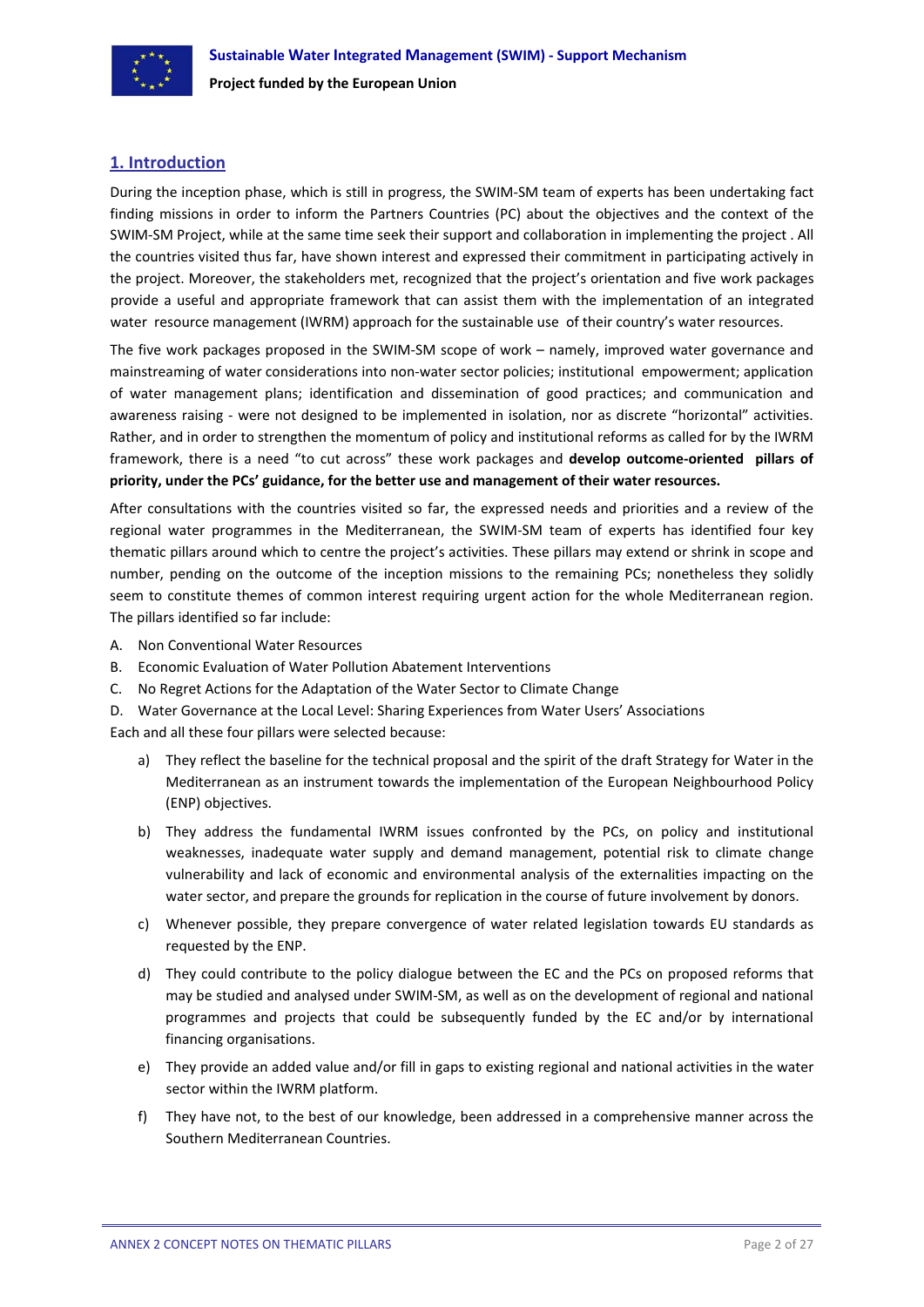## 1. Introduction

During the inception phase, which is still in progress, the SWIM-SM team of experts has been undertaking fact finding missions in order to inform the Partners Countries (PC) about the objectives and the context of the SWIM-SM Project, while at the same time seek their support and collaboration in implementing the project . All the countries visited thus far, have shown interest and expressed their commitment in participating actively in the project. Moreover, the stakeholders met, recognized that the project's orientation and five work packages provide a useful and appropriate framework that can assist them with the implementation of an integrated water resource management (IWRM) approach for the sustainable use of their country's water resources.

The five work packages proposed in the SWIM-SM scope of work – namely, improved water governance and mainstreaming of water considerations into non-water sector policies; institutional empowerment; application of water management plans; identification and dissemination of good practices; and communication and awareness raising - were not designed to be implemented in isolation, nor as discrete "horizontal" activities. Rather, and in order to strengthen the momentum of policy and institutional reforms as called for by the IWRM framework, there is a need "to cut across" these work packages and **develop outcome-oriented pillars of priority, under the PCs' guidance, for the better use and management of their water resources.**

After consultations with the countries visited so far, the expressed needs and priorities and a review of the regional water programmes in the Mediterranean, the SWIM-SM team of experts has identified four key thematic pillars around which to centre the project's activities. These pillars may extend or shrink in scope and number, pending on the outcome of the inception missions to the remaining PCs; nonetheless they solidly seem to constitute themes of common interest requiring urgent action for the whole Mediterranean region. The pillars identified so far include:

A. Non Conventional Water Resources
B. Economic Evaluation of Water Pollution Abatement Interventions
C. No Regret Actions for the Adaptation of the Water Sector to Climate Change
D. Water Governance at the Local Level: Sharing Experiences from Water Users' Associations

Each and all these four pillars were selected because:

a) They reflect the baseline for the technical proposal and the spirit of the draft Strategy for Water in the Mediterranean as an instrument towards the implementation of the European Neighbourhood Policy (ENP) objectives.

b) They address the fundamental IWRM issues confronted by the PCs, on policy and institutional weaknesses, inadequate water supply and demand management, potential risk to climate change vulnerability and lack of economic and environmental analysis of the externalities impacting on the water sector, and prepare the grounds for replication in the course of future involvement by donors.

c) Whenever possible, they prepare convergence of water related legislation towards EU standards as requested by the ENP.

d) They could contribute to the policy dialogue between the EC and the PCs on proposed reforms that may be studied and analysed under SWIM-SM, as well as on the development of regional and national programmes and projects that could be subsequently funded by the EC and/or by international financing organisations.

e) They provide an added value and/or fill in gaps to existing regional and national activities in the water sector within the IWRM platform.

f) They have not, to the best of our knowledge, been addressed in a comprehensive manner across the Southern Mediterranean Countries.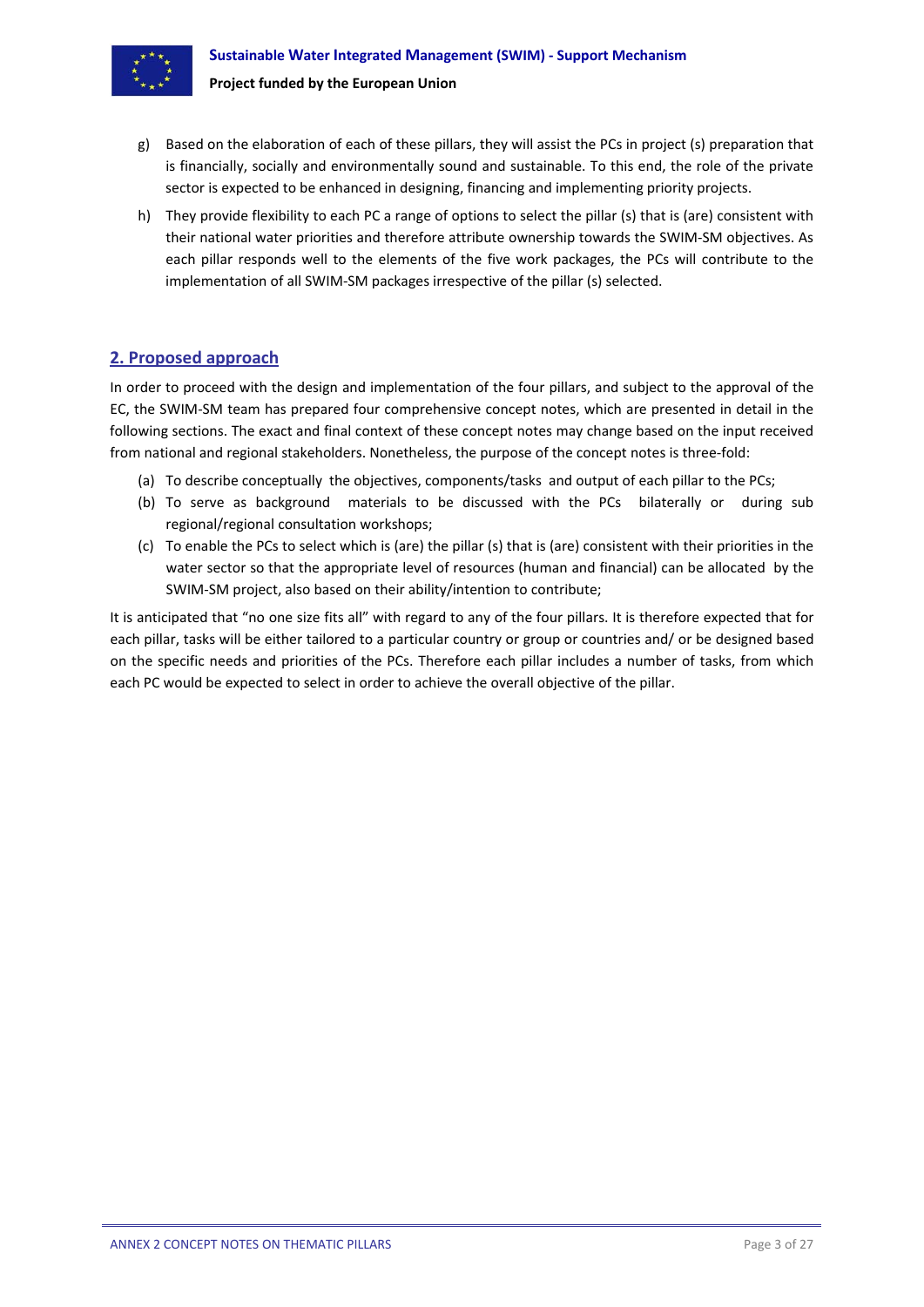g) Based on the elaboration of each of these pillars, they will assist the PCs in project (s) preparation that is financially, socially and environmentally sound and sustainable. To this end, the role of the private sector is expected to be enhanced in designing, financing and implementing priority projects.

h) They provide flexibility to each PC a range of options to select the pillar (s) that is (are) consistent with their national water priorities and therefore attribute ownership towards the SWIM-SM objectives. As each pillar responds well to the elements of the five work packages, the PCs will contribute to the implementation of all SWIM-SM packages irrespective of the pillar (s) selected.

## 2. Proposed approach

In order to proceed with the design and implementation of the four pillars, and subject to the approval of the EC, the SWIM-SM team has prepared four comprehensive concept notes, which are presented in detail in the following sections. The exact and final context of these concept notes may change based on the input received from national and regional stakeholders. Nonetheless, the purpose of the concept notes is three-fold:

(a) To describe conceptually the objectives, components/tasks and output of each pillar to the PCs;

(b) To serve as background materials to be discussed with the PCs bilaterally or during sub regional/regional consultation workshops;

(c) To enable the PCs to select which is (are) the pillar (s) that is (are) consistent with their priorities in the water sector so that the appropriate level of resources (human and financial) can be allocated by the SWIM-SM project, also based on their ability/intention to contribute;

It is anticipated that "no one size fits all" with regard to any of the four pillars. It is therefore expected that for each pillar, tasks will be either tailored to a particular country or group or countries and/ or be designed based on the specific needs and priorities of the PCs. Therefore each pillar includes a number of tasks, from which each PC would be expected to select in order to achieve the overall objective of the pillar.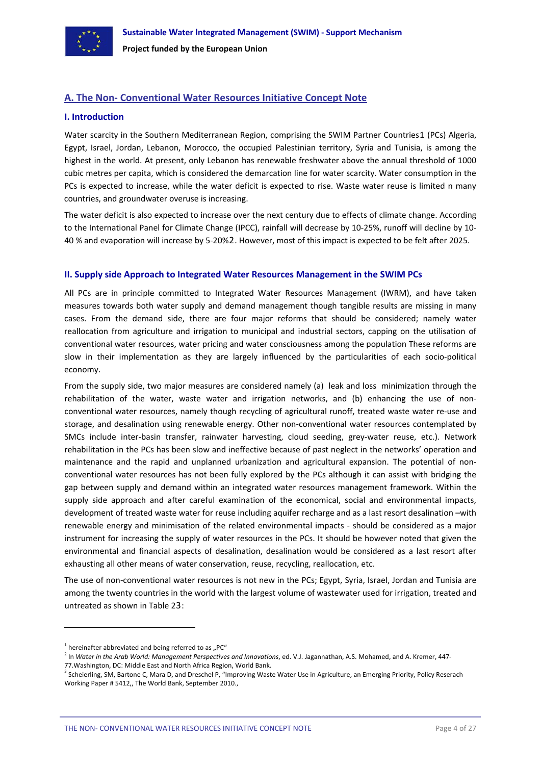## A. The Non- Conventional Water Resources Initiative Concept Note

### I. Introduction

Water scarcity in the Southern Mediterranean Region, comprising the SWIM Partner Countries[1] (PCs) Algeria, Egypt, Israel, Jordan, Lebanon, Morocco, the occupied Palestinian territory, Syria and Tunisia, is among the highest in the world. At present, only Lebanon has renewable freshwater above the annual threshold of 1000 cubic metres per capita, which is considered the demarcation line for water scarcity. Water consumption in the PCs is expected to increase, while the water deficit is expected to rise. Waste water reuse is limited n many countries, and groundwater overuse is increasing.

The water deficit is also expected to increase over the next century due to effects of climate change. According to the International Panel for Climate Change (IPCC), rainfall will decrease by 10-25%, runoff will decline by 10-40 % and evaporation will increase by 5-20%[2]. However, most of this impact is expected to be felt after 2025.

### II. Supply side Approach to Integrated Water Resources Management in the SWIM PCs

All PCs are in principle committed to Integrated Water Resources Management (IWRM), and have taken measures towards both water supply and demand management though tangible results are missing in many cases. From the demand side, there are four major reforms that should be considered; namely water reallocation from agriculture and irrigation to municipal and industrial sectors, capping on the utilisation of conventional water resources, water pricing and water consciousness among the population These reforms are slow in their implementation as they are largely influenced by the particularities of each socio-political economy.

From the supply side, two major measures are considered namely (a) leak and loss minimization through the rehabilitation of the water, waste water and irrigation networks, and (b) enhancing the use of non-conventional water resources, namely though recycling of agricultural runoff, treated waste water re-use and storage, and desalination using renewable energy. Other non-conventional water resources contemplated by SMCs include inter-basin transfer, rainwater harvesting, cloud seeding, grey-water reuse, etc.). Network rehabilitation in the PCs has been slow and ineffective because of past neglect in the networks' operation and maintenance and the rapid and unplanned urbanization and agricultural expansion. The potential of non-conventional water resources has not been fully explored by the PCs although it can assist with bridging the gap between supply and demand within an integrated water resources management framework. Within the supply side approach and after careful examination of the economical, social and environmental impacts, development of treated waste water for reuse including aquifer recharge and as a last resort desalination –with renewable energy and minimisation of the related environmental impacts - should be considered as a major instrument for increasing the supply of water resources in the PCs. It should be however noted that given the environmental and financial aspects of desalination, desalination would be considered as a last resort after exhausting all other means of water conservation, reuse, recycling, reallocation, etc.

The use of non-conventional water resources is not new in the PCs; Egypt, Syria, Israel, Jordan and Tunisia are among the twenty countries in the world with the largest volume of wastewater used for irrigation, treated and untreated as shown in Table 2[3]:

---

[1] hereinafter abbreviated and being referred to as „PC"

[2] In *Water in the Arab World: Management Perspectives and Innovations*, ed. V.J. Jagannathan, A.S. Mohamed, and A. Kremer, 447-77.Washington, DC: Middle East and North Africa Region, World Bank.

[3] Scheierling, SM, Bartone C, Mara D, and Dreschel P, "Improving Waste Water Use in Agriculture, an Emerging Priority, Policy Reserach Working Paper # 5412,, The World Bank, September 2010.,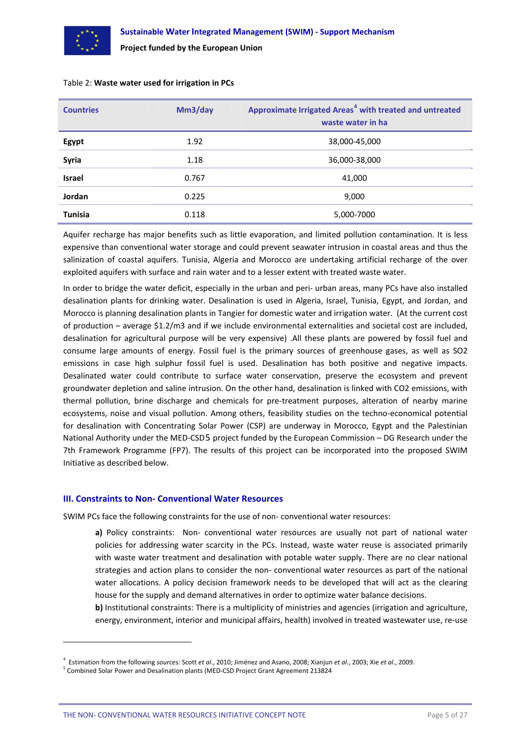Table 2: **Waste water used for irrigation in PCs**

| Countries | Mm3/day | Approximate Irrigated Areas[4] with treated and untreated waste water in ha |
|---|---|---|
| **Egypt** | 1.92 | 38,000-45,000 |
| **Syria** | 1.18 | 36,000-38,000 |
| **Israel** | 0.767 | 41,000 |
| **Jordan** | 0.225 | 9,000 |
| **Tunisia** | 0.118 | 5,000-7000 |

Aquifer recharge has major benefits such as little evaporation, and limited pollution contamination. It is less expensive than conventional water storage and could prevent seawater intrusion in coastal areas and thus the salinization of coastal aquifers. Tunisia, Algeria and Morocco are undertaking artificial recharge of the over exploited aquifers with surface and rain water and to a lesser extent with treated waste water.

In order to bridge the water deficit, especially in the urban and peri- urban areas, many PCs have also installed desalination plants for drinking water. Desalination is used in Algeria, Israel, Tunisia, Egypt, and Jordan, and Morocco is planning desalination plants in Tangier for domestic water and irrigation water. (At the current cost of production – average $1.2/m3 and if we include environmental externalities and societal cost are included, desalination for agricultural purpose will be very expensive) .All these plants are powered by fossil fuel and consume large amounts of energy. Fossil fuel is the primary sources of greenhouse gases, as well as $SO_2$ emissions in case high sulphur fossil fuel is used. Desalination has both positive and negative impacts. Desalinated water could contribute to surface water conservation, preserve the ecosystem and prevent groundwater depletion and saline intrusion. On the other hand, desalination is linked with $CO_2$ emissions, with thermal pollution, brine discharge and chemicals for pre-treatment purposes, alteration of nearby marine ecosystems, noise and visual pollution. Among others, feasibility studies on the techno-economical potential for desalination with Concentrating Solar Power (CSP) are underway in Morocco, Egypt and the Palestinian National Authority under the MED-CSD[5] project funded by the European Commission – DG Research under the 7th Framework Programme (FP7). The results of this project can be incorporated into the proposed SWIM Initiative as described below.

## III. Constraints to Non- Conventional Water Resources

SWIM PCs face the following constraints for the use of non- conventional water resources:

> **a)** Policy constraints: Non- conventional water resources are usually not part of national water policies for addressing water scarcity in the PCs. Instead, waste water reuse is associated primarily with waste water treatment and desalination with potable water supply. There are no clear national strategies and action plans to consider the non- conventional water resources as part of the national water allocations. A policy decision framework needs to be developed that will act as the clearing house for the supply and demand alternatives in order to optimize water balance decisions.
>
> **b)** Institutional constraints: There is a multiplicity of ministries and agencies (irrigation and agriculture, energy, environment, interior and municipal affairs, health) involved in treated wastewater use, re-use

---

[4] Estimation from the following *sources:* Scott *et al*., 2010; Jiménez and Asano, 2008; Xianjun *et al*., 2003; Xie *et al*., 2009.

[5] Combined Solar Power and Desalination plants (MED-CSD Project Grant Agreement 213824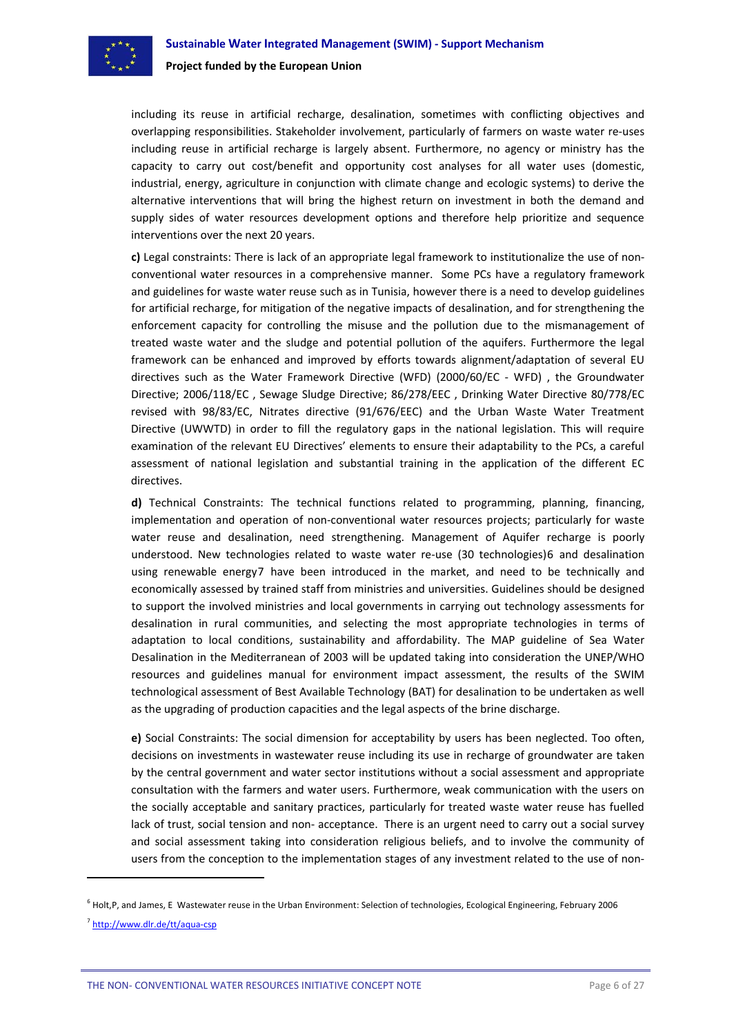including its reuse in artificial recharge, desalination, sometimes with conflicting objectives and overlapping responsibilities. Stakeholder involvement, particularly of farmers on waste water re-uses including reuse in artificial recharge is largely absent. Furthermore, no agency or ministry has the capacity to carry out cost/benefit and opportunity cost analyses for all water uses (domestic, industrial, energy, agriculture in conjunction with climate change and ecologic systems) to derive the alternative interventions that will bring the highest return on investment in both the demand and supply sides of water resources development options and therefore help prioritize and sequence interventions over the next 20 years.

**c)** Legal constraints: There is lack of an appropriate legal framework to institutionalize the use of non-conventional water resources in a comprehensive manner. Some PCs have a regulatory framework and guidelines for waste water reuse such as in Tunisia, however there is a need to develop guidelines for artificial recharge, for mitigation of the negative impacts of desalination, and for strengthening the enforcement capacity for controlling the misuse and the pollution due to the mismanagement of treated waste water and the sludge and potential pollution of the aquifers. Furthermore the legal framework can be enhanced and improved by efforts towards alignment/adaptation of several EU directives such as the Water Framework Directive (WFD) (2000/60/EC - WFD) , the Groundwater Directive; 2006/118/EC , Sewage Sludge Directive; 86/278/EEC , Drinking Water Directive 80/778/EC revised with 98/83/EC, Nitrates directive (91/676/EEC) and the Urban Waste Water Treatment Directive (UWWTD) in order to fill the regulatory gaps in the national legislation. This will require examination of the relevant EU Directives' elements to ensure their adaptability to the PCs, a careful assessment of national legislation and substantial training in the application of the different EC directives.

**d)** Technical Constraints: The technical functions related to programming, planning, financing, implementation and operation of non-conventional water resources projects; particularly for waste water reuse and desalination, need strengthening. Management of Aquifer recharge is poorly understood. New technologies related to waste water re-use (30 technologies)[6] and desalination using renewable energy[7] have been introduced in the market, and need to be technically and economically assessed by trained staff from ministries and universities. Guidelines should be designed to support the involved ministries and local governments in carrying out technology assessments for desalination in rural communities, and selecting the most appropriate technologies in terms of adaptation to local conditions, sustainability and affordability. The MAP guideline of Sea Water Desalination in the Mediterranean of 2003 will be updated taking into consideration the UNEP/WHO resources and guidelines manual for environment impact assessment, the results of the SWIM technological assessment of Best Available Technology (BAT) for desalination to be undertaken as well as the upgrading of production capacities and the legal aspects of the brine discharge.

**e)** Social Constraints: The social dimension for acceptability by users has been neglected. Too often, decisions on investments in wastewater reuse including its use in recharge of groundwater are taken by the central government and water sector institutions without a social assessment and appropriate consultation with the farmers and water users. Furthermore, weak communication with the users on the socially acceptable and sanitary practices, particularly for treated waste water reuse has fuelled lack of trust, social tension and non- acceptance. There is an urgent need to carry out a social survey and social assessment taking into consideration religious beliefs, and to involve the community of users from the conception to the implementation stages of any investment related to the use of non-

[6] Holt,P, and James, E Wastewater reuse in the Urban Environment: Selection of technologies, Ecological Engineering, February 2006

[7] http://www.dlr.de/tt/aqua-csp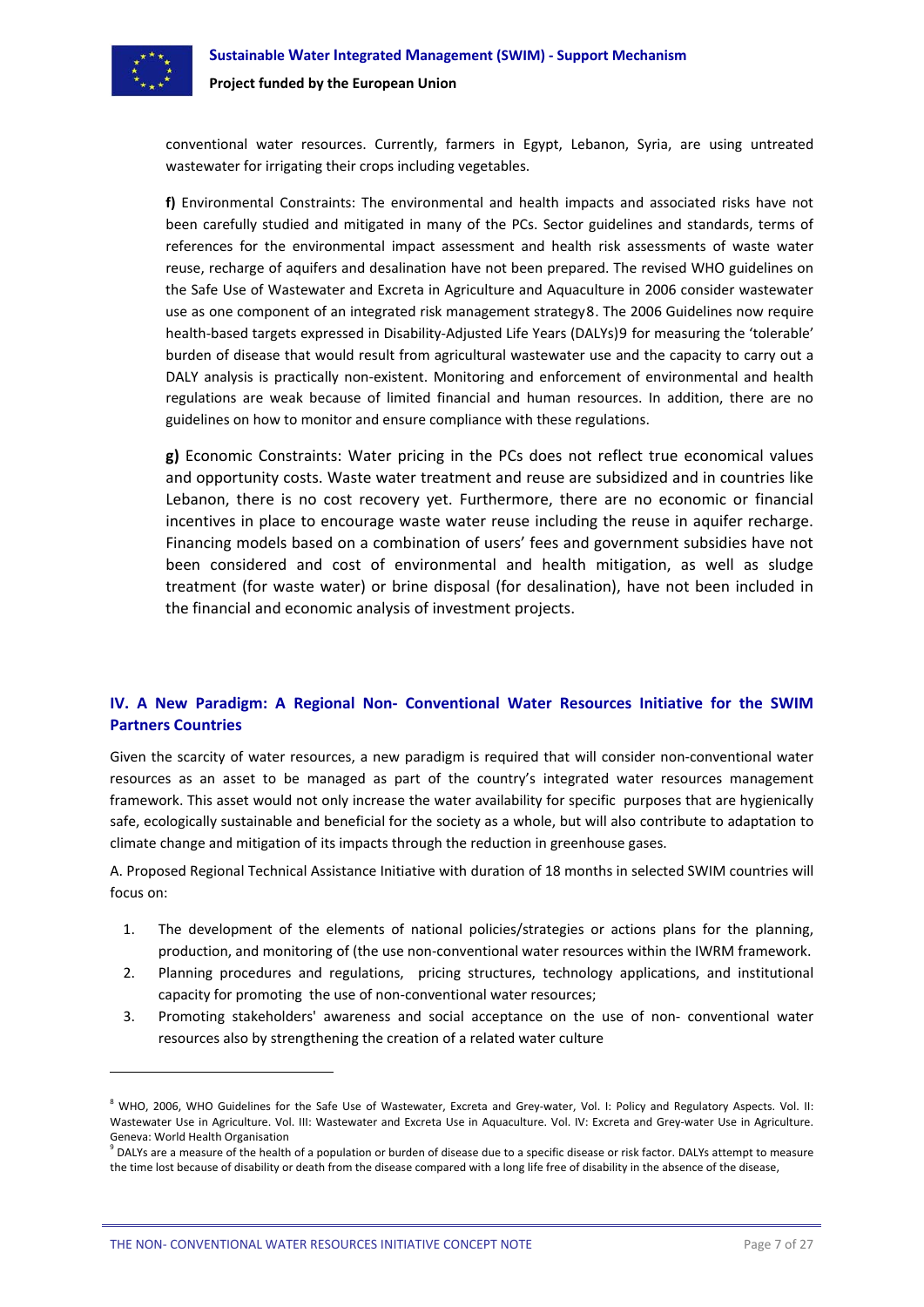conventional water resources. Currently, farmers in Egypt, Lebanon, Syria, are using untreated wastewater for irrigating their crops including vegetables.

**f)** Environmental Constraints: The environmental and health impacts and associated risks have not been carefully studied and mitigated in many of the PCs. Sector guidelines and standards, terms of references for the environmental impact assessment and health risk assessments of waste water reuse, recharge of aquifers and desalination have not been prepared. The revised WHO guidelines on the Safe Use of Wastewater and Excreta in Agriculture and Aquaculture in 2006 consider wastewater use as one component of an integrated risk management strategy[8]. The 2006 Guidelines now require health-based targets expressed in Disability-Adjusted Life Years (DALYs)[9] for measuring the 'tolerable' burden of disease that would result from agricultural wastewater use and the capacity to carry out a DALY analysis is practically non-existent. Monitoring and enforcement of environmental and health regulations are weak because of limited financial and human resources. In addition, there are no guidelines on how to monitor and ensure compliance with these regulations.

**g)** Economic Constraints: Water pricing in the PCs does not reflect true economical values and opportunity costs. Waste water treatment and reuse are subsidized and in countries like Lebanon, there is no cost recovery yet. Furthermore, there are no economic or financial incentives in place to encourage waste water reuse including the reuse in aquifer recharge. Financing models based on a combination of users' fees and government subsidies have not been considered and cost of environmental and health mitigation, as well as sludge treatment (for waste water) or brine disposal (for desalination), have not been included in the financial and economic analysis of investment projects.

## IV. A New Paradigm: A Regional Non- Conventional Water Resources Initiative for the SWIM Partners Countries

Given the scarcity of water resources, a new paradigm is required that will consider non-conventional water resources as an asset to be managed as part of the country's integrated water resources management framework. This asset would not only increase the water availability for specific purposes that are hygienically safe, ecologically sustainable and beneficial for the society as a whole, but will also contribute to adaptation to climate change and mitigation of its impacts through the reduction in greenhouse gases.

A. Proposed Regional Technical Assistance Initiative with duration of 18 months in selected SWIM countries will focus on:

1. The development of the elements of national policies/strategies or actions plans for the planning, production, and monitoring of (the use non-conventional water resources within the IWRM framework.
2. Planning procedures and regulations, pricing structures, technology applications, and institutional capacity for promoting the use of non-conventional water resources;
3. Promoting stakeholders' awareness and social acceptance on the use of non- conventional water resources also by strengthening the creation of a related water culture

---

[8] WHO, 2006, WHO Guidelines for the Safe Use of Wastewater, Excreta and Grey-water, Vol. I: Policy and Regulatory Aspects. Vol. II: Wastewater Use in Agriculture. Vol. III: Wastewater and Excreta Use in Aquaculture. Vol. IV: Excreta and Grey-water Use in Agriculture. Geneva: World Health Organisation

[9] DALYs are a measure of the health of a population or burden of disease due to a specific disease or risk factor. DALYs attempt to measure the time lost because of disability or death from the disease compared with a long life free of disability in the absence of the disease,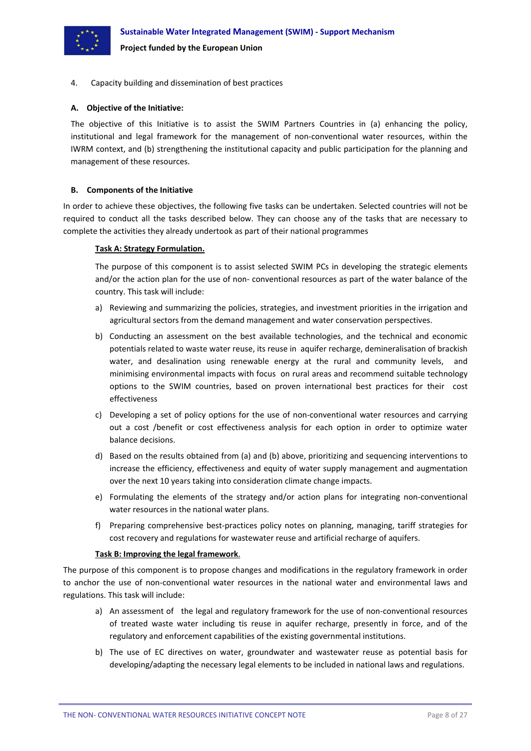4. Capacity building and dissemination of best practices

**A. Objective of the Initiative:**

The objective of this Initiative is to assist the SWIM Partners Countries in (a) enhancing the policy, institutional and legal framework for the management of non-conventional water resources, within the IWRM context, and (b) strengthening the institutional capacity and public participation for the planning and management of these resources.

**B. Components of the Initiative**

In order to achieve these objectives, the following five tasks can be undertaken. Selected countries will not be required to conduct all the tasks described below. They can choose any of the tasks that are necessary to complete the activities they already undertook as part of their national programmes

**Task A: Strategy Formulation.**

The purpose of this component is to assist selected SWIM PCs in developing the strategic elements and/or the action plan for the use of non- conventional resources as part of the water balance of the country. This task will include:

a) Reviewing and summarizing the policies, strategies, and investment priorities in the irrigation and agricultural sectors from the demand management and water conservation perspectives.
b) Conducting an assessment on the best available technologies, and the technical and economic potentials related to waste water reuse, its reuse in aquifer recharge, demineralisation of brackish water, and desalination using renewable energy at the rural and community levels, and minimising environmental impacts with focus on rural areas and recommend suitable technology options to the SWIM countries, based on proven international best practices for their cost effectiveness
c) Developing a set of policy options for the use of non-conventional water resources and carrying out a cost /benefit or cost effectiveness analysis for each option in order to optimize water balance decisions.
d) Based on the results obtained from (a) and (b) above, prioritizing and sequencing interventions to increase the efficiency, effectiveness and equity of water supply management and augmentation over the next 10 years taking into consideration climate change impacts.
e) Formulating the elements of the strategy and/or action plans for integrating non-conventional water resources in the national water plans.
f) Preparing comprehensive best-practices policy notes on planning, managing, tariff strategies for cost recovery and regulations for wastewater reuse and artificial recharge of aquifers.

**Task B: Improving the legal framework.**

The purpose of this component is to propose changes and modifications in the regulatory framework in order to anchor the use of non-conventional water resources in the national water and environmental laws and regulations. This task will include:

a) An assessment of the legal and regulatory framework for the use of non-conventional resources of treated waste water including tis reuse in aquifer recharge, presently in force, and of the regulatory and enforcement capabilities of the existing governmental institutions.
b) The use of EC directives on water, groundwater and wastewater reuse as potential basis for developing/adapting the necessary legal elements to be included in national laws and regulations.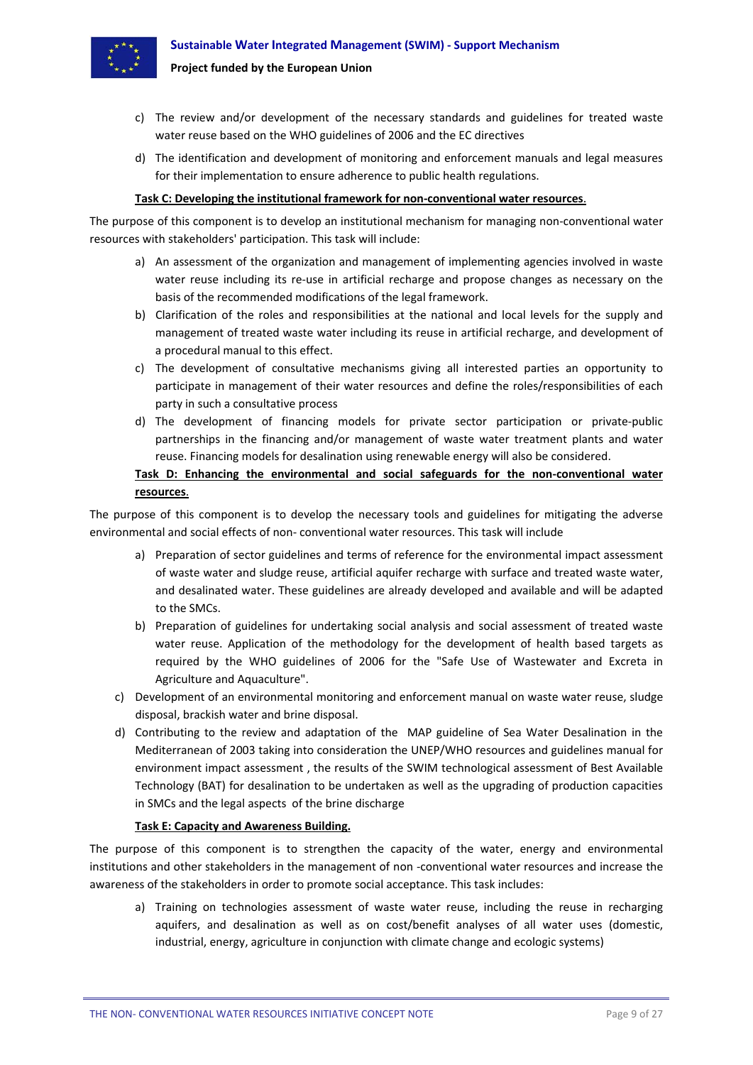c) The review and/or development of the necessary standards and guidelines for treated waste water reuse based on the WHO guidelines of 2006 and the EC directives

d) The identification and development of monitoring and enforcement manuals and legal measures for their implementation to ensure adherence to public health regulations.

**Task C: Developing the institutional framework for non-conventional water resources.**

The purpose of this component is to develop an institutional mechanism for managing non-conventional water resources with stakeholders' participation. This task will include:

a) An assessment of the organization and management of implementing agencies involved in waste water reuse including its re-use in artificial recharge and propose changes as necessary on the basis of the recommended modifications of the legal framework.

b) Clarification of the roles and responsibilities at the national and local levels for the supply and management of treated waste water including its reuse in artificial recharge, and development of a procedural manual to this effect.

c) The development of consultative mechanisms giving all interested parties an opportunity to participate in management of their water resources and define the roles/responsibilities of each party in such a consultative process

d) The development of financing models for private sector participation or private-public partnerships in the financing and/or management of waste water treatment plants and water reuse. Financing models for desalination using renewable energy will also be considered.

**Task D: Enhancing the environmental and social safeguards for the non-conventional water resources.**

The purpose of this component is to develop the necessary tools and guidelines for mitigating the adverse environmental and social effects of non- conventional water resources. This task will include

a) Preparation of sector guidelines and terms of reference for the environmental impact assessment of waste water and sludge reuse, artificial aquifer recharge with surface and treated waste water, and desalinated water. These guidelines are already developed and available and will be adapted to the SMCs.

b) Preparation of guidelines for undertaking social analysis and social assessment of treated waste water reuse. Application of the methodology for the development of health based targets as required by the WHO guidelines of 2006 for the "Safe Use of Wastewater and Excreta in Agriculture and Aquaculture".

c) Development of an environmental monitoring and enforcement manual on waste water reuse, sludge disposal, brackish water and brine disposal.

d) Contributing to the review and adaptation of the MAP guideline of Sea Water Desalination in the Mediterranean of 2003 taking into consideration the UNEP/WHO resources and guidelines manual for environment impact assessment , the results of the SWIM technological assessment of Best Available Technology (BAT) for desalination to be undertaken as well as the upgrading of production capacities in SMCs and the legal aspects of the brine discharge

**Task E: Capacity and Awareness Building.**

The purpose of this component is to strengthen the capacity of the water, energy and environmental institutions and other stakeholders in the management of non -conventional water resources and increase the awareness of the stakeholders in order to promote social acceptance. This task includes:

a) Training on technologies assessment of waste water reuse, including the reuse in recharging aquifers, and desalination as well as on cost/benefit analyses of all water uses (domestic, industrial, energy, agriculture in conjunction with climate change and ecologic systems)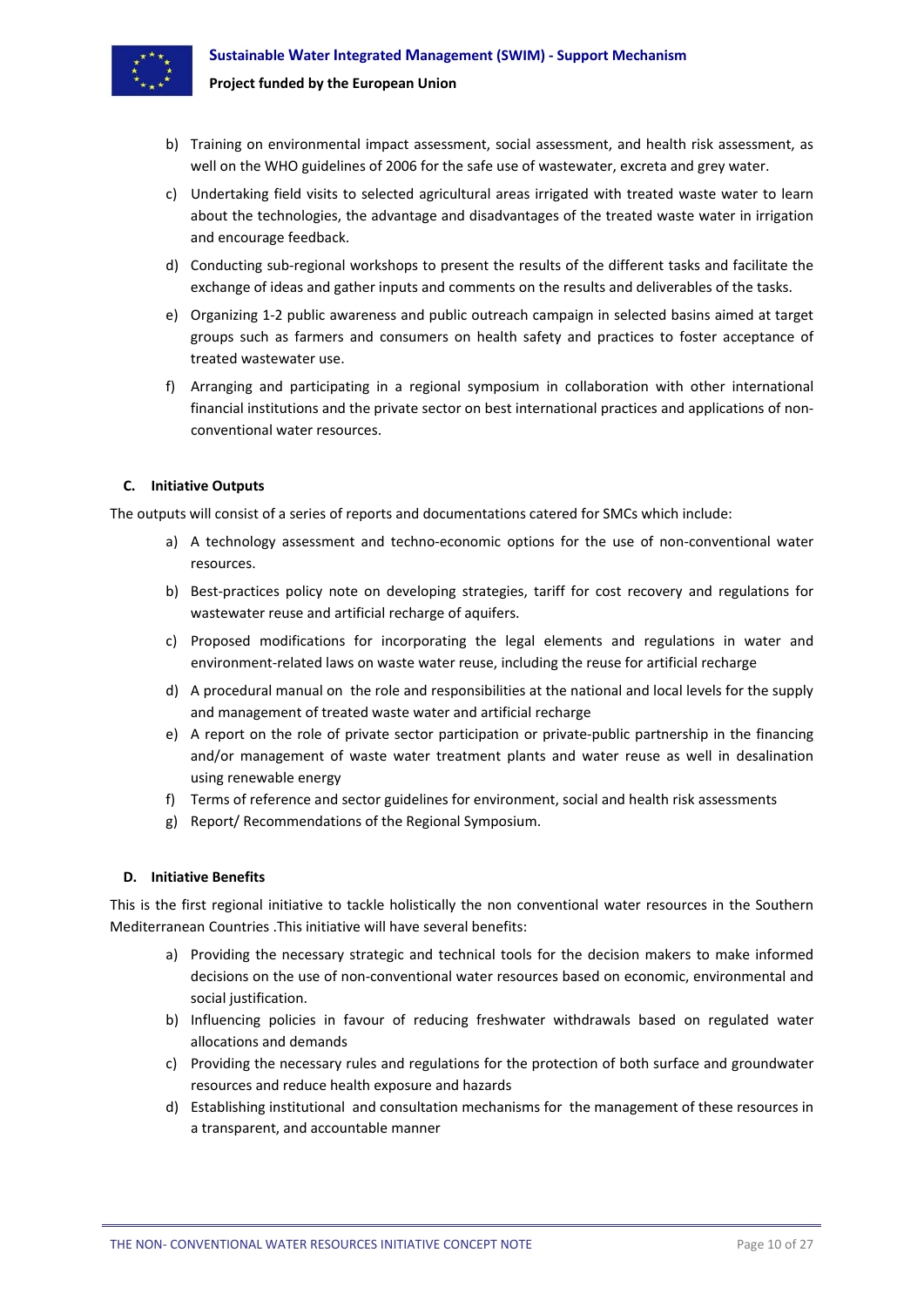b) Training on environmental impact assessment, social assessment, and health risk assessment, as well on the WHO guidelines of 2006 for the safe use of wastewater, excreta and grey water.

c) Undertaking field visits to selected agricultural areas irrigated with treated waste water to learn about the technologies, the advantage and disadvantages of the treated waste water in irrigation and encourage feedback.

d) Conducting sub-regional workshops to present the results of the different tasks and facilitate the exchange of ideas and gather inputs and comments on the results and deliverables of the tasks.

e) Organizing 1-2 public awareness and public outreach campaign in selected basins aimed at target groups such as farmers and consumers on health safety and practices to foster acceptance of treated wastewater use.

f) Arranging and participating in a regional symposium in collaboration with other international financial institutions and the private sector on best international practices and applications of non-conventional water resources.

### C. Initiative Outputs

The outputs will consist of a series of reports and documentations catered for SMCs which include:

a) A technology assessment and techno-economic options for the use of non-conventional water resources.

b) Best-practices policy note on developing strategies, tariff for cost recovery and regulations for wastewater reuse and artificial recharge of aquifers.

c) Proposed modifications for incorporating the legal elements and regulations in water and environment-related laws on waste water reuse, including the reuse for artificial recharge

d) A procedural manual on the role and responsibilities at the national and local levels for the supply and management of treated waste water and artificial recharge

e) A report on the role of private sector participation or private-public partnership in the financing and/or management of waste water treatment plants and water reuse as well in desalination using renewable energy

f) Terms of reference and sector guidelines for environment, social and health risk assessments

g) Report/ Recommendations of the Regional Symposium.

### D. Initiative Benefits

This is the first regional initiative to tackle holistically the non conventional water resources in the Southern Mediterranean Countries .This initiative will have several benefits:

a) Providing the necessary strategic and technical tools for the decision makers to make informed decisions on the use of non-conventional water resources based on economic, environmental and social justification.

b) Influencing policies in favour of reducing freshwater withdrawals based on regulated water allocations and demands

c) Providing the necessary rules and regulations for the protection of both surface and groundwater resources and reduce health exposure and hazards

d) Establishing institutional and consultation mechanisms for the management of these resources in a transparent, and accountable manner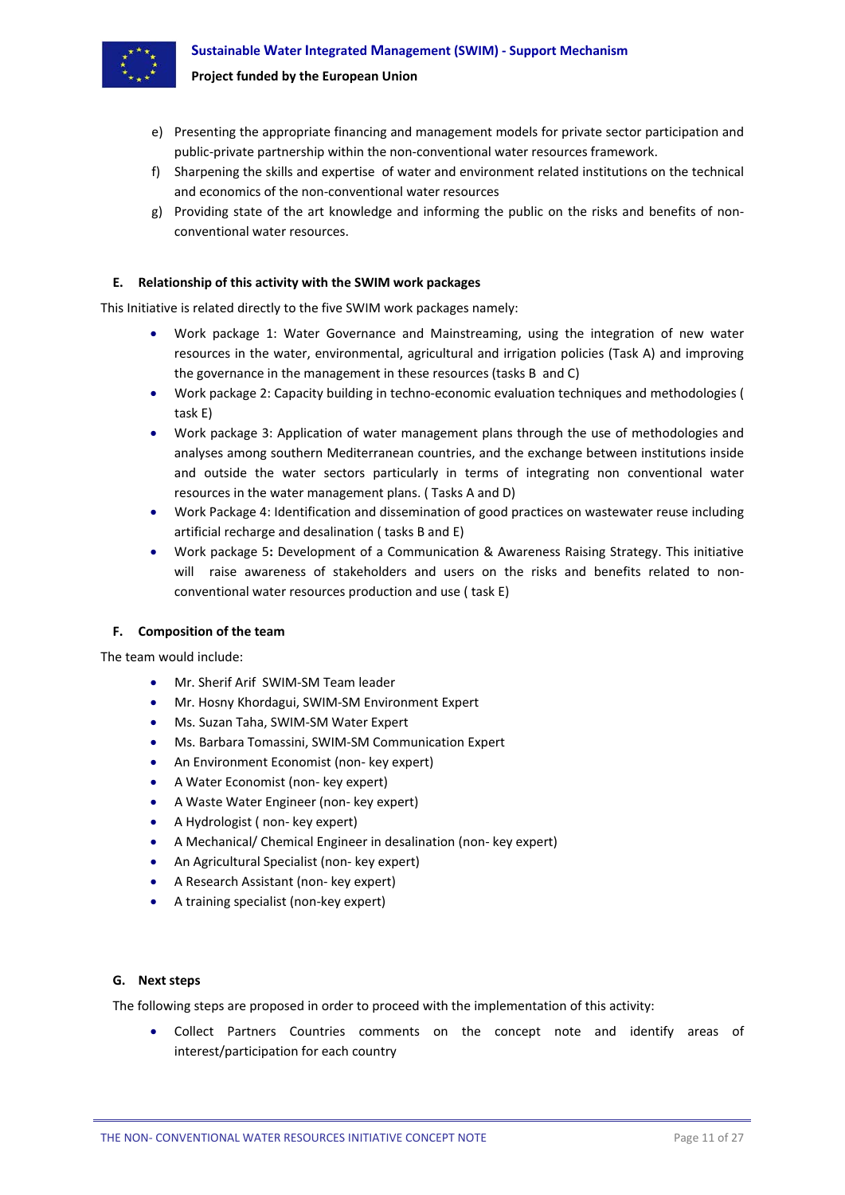e) Presenting the appropriate financing and management models for private sector participation and public-private partnership within the non-conventional water resources framework.
f) Sharpening the skills and expertise of water and environment related institutions on the technical and economics of the non-conventional water resources
g) Providing state of the art knowledge and informing the public on the risks and benefits of non-conventional water resources.

### E. Relationship of this activity with the SWIM work packages

This Initiative is related directly to the five SWIM work packages namely:

- Work package 1: Water Governance and Mainstreaming, using the integration of new water resources in the water, environmental, agricultural and irrigation policies (Task A) and improving the governance in the management in these resources (tasks B and C)
- Work package 2: Capacity building in techno-economic evaluation techniques and methodologies ( task E)
- Work package 3: Application of water management plans through the use of methodologies and analyses among southern Mediterranean countries, and the exchange between institutions inside and outside the water sectors particularly in terms of integrating non conventional water resources in the water management plans. ( Tasks A and D)
- Work Package 4: Identification and dissemination of good practices on wastewater reuse including artificial recharge and desalination ( tasks B and E)
- Work package 5**:** Development of a Communication & Awareness Raising Strategy. This initiative will raise awareness of stakeholders and users on the risks and benefits related to non-conventional water resources production and use ( task E)

### F. Composition of the team

The team would include:

- Mr. Sherif Arif SWIM-SM Team leader
- Mr. Hosny Khordagui, SWIM-SM Environment Expert
- Ms. Suzan Taha, SWIM-SM Water Expert
- Ms. Barbara Tomassini, SWIM-SM Communication Expert
- An Environment Economist (non- key expert)
- A Water Economist (non- key expert)
- A Waste Water Engineer (non- key expert)
- A Hydrologist ( non- key expert)
- A Mechanical/ Chemical Engineer in desalination (non- key expert)
- An Agricultural Specialist (non- key expert)
- A Research Assistant (non- key expert)
- A training specialist (non-key expert)

### G. Next steps

The following steps are proposed in order to proceed with the implementation of this activity:

- Collect Partners Countries comments on the concept note and identify areas of interest/participation for each country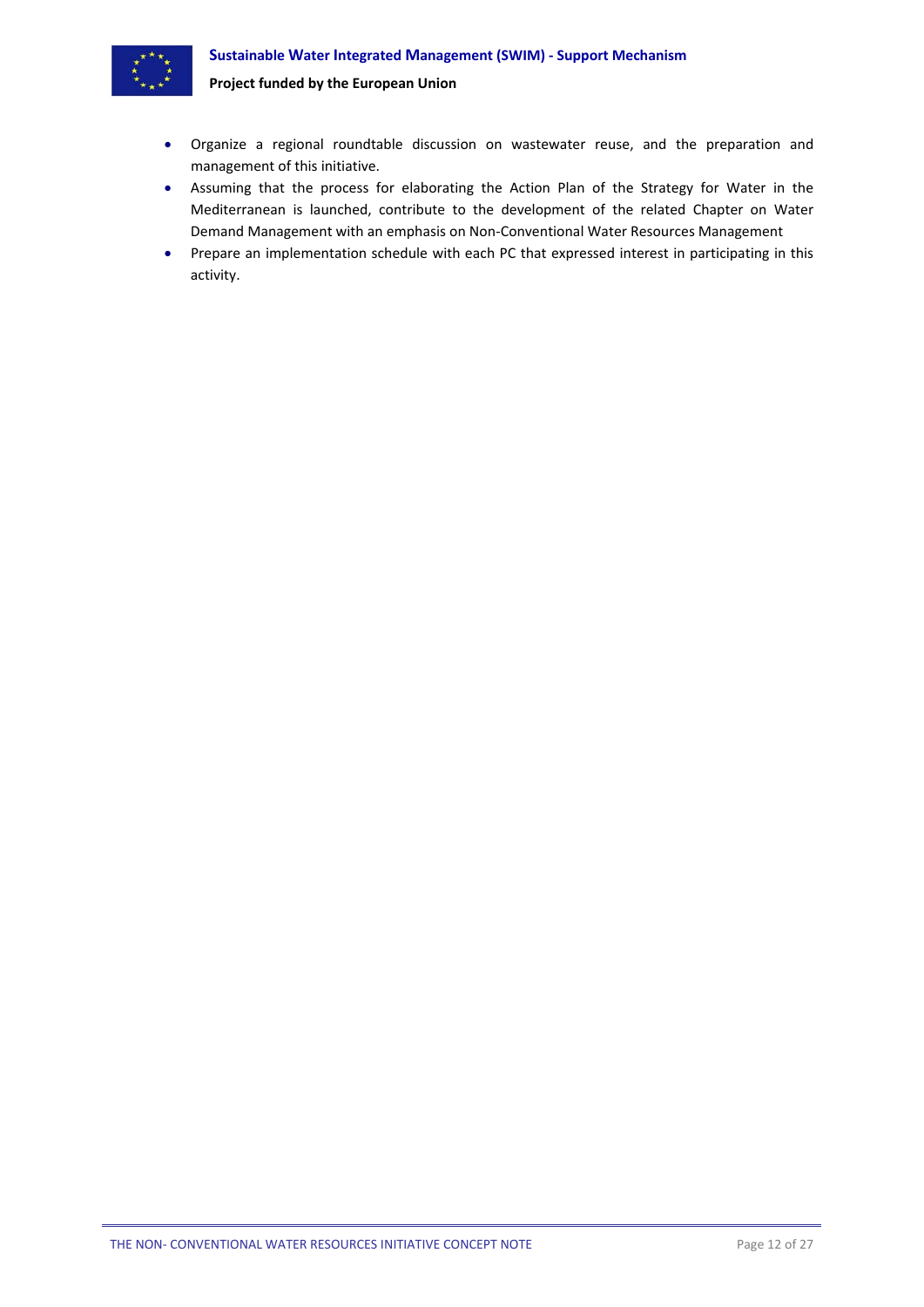- Organize a regional roundtable discussion on wastewater reuse, and the preparation and management of this initiative.
- Assuming that the process for elaborating the Action Plan of the Strategy for Water in the Mediterranean is launched, contribute to the development of the related Chapter on Water Demand Management with an emphasis on Non-Conventional Water Resources Management
- Prepare an implementation schedule with each PC that expressed interest in participating in this activity.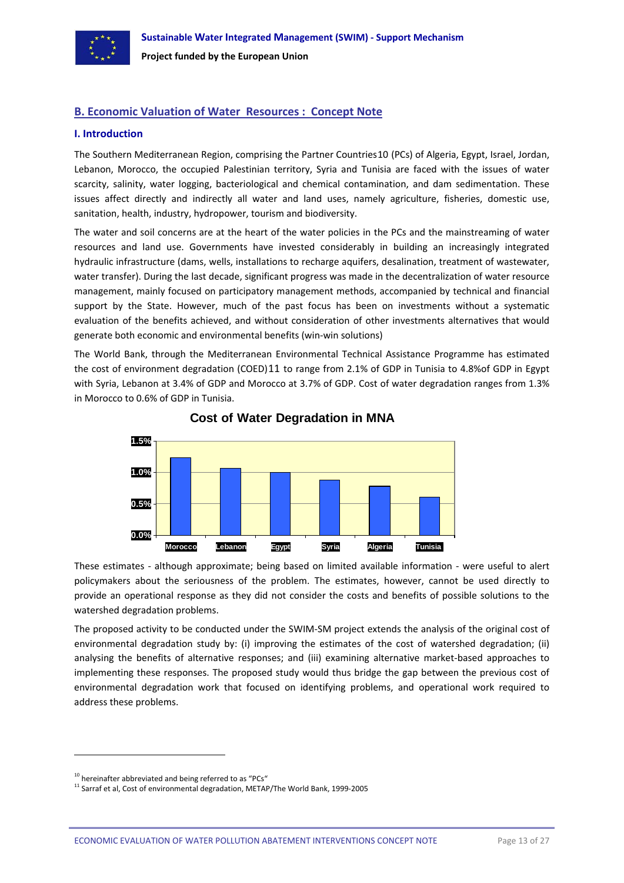## B. Economic Valuation of Water Resources : Concept Note

### I. Introduction

The Southern Mediterranean Region, comprising the Partner Countries[10] (PCs) of Algeria, Egypt, Israel, Jordan, Lebanon, Morocco, the occupied Palestinian territory, Syria and Tunisia are faced with the issues of water scarcity, salinity, water logging, bacteriological and chemical contamination, and dam sedimentation. These issues affect directly and indirectly all water and land uses, namely agriculture, fisheries, domestic use, sanitation, health, industry, hydropower, tourism and biodiversity.

The water and soil concerns are at the heart of the water policies in the PCs and the mainstreaming of water resources and land use. Governments have invested considerably in building an increasingly integrated hydraulic infrastructure (dams, wells, installations to recharge aquifers, desalination, treatment of wastewater, water transfer). During the last decade, significant progress was made in the decentralization of water resource management, mainly focused on participatory management methods, accompanied by technical and financial support by the State. However, much of the past focus has been on investments without a systematic evaluation of the benefits achieved, and without consideration of other investments alternatives that would generate both economic and environmental benefits (win-win solutions)

The World Bank, through the Mediterranean Environmental Technical Assistance Programme has estimated the cost of environment degradation (COED)[11] to range from 2.1% of GDP in Tunisia to 4.8%of GDP in Egypt with Syria, Lebanon at 3.4% of GDP and Morocco at 3.7% of GDP. Cost of water degradation ranges from 1.3% in Morocco to 0.6% of GDP in Tunisia.

**Cost of Water Degradation in MNA**

| Country | Cost (% of GDP, approx.) |
| --- | --- |
| Morocco | 1.25% |
| Lebanon | 1.1% |
| Egypt | 1.0% |
| Syria | 0.9% |
| Algeria | 0.8% |
| Tunisia | 0.6% |

These estimates - although approximate; being based on limited available information - were useful to alert policymakers about the seriousness of the problem. The estimates, however, cannot be used directly to provide an operational response as they did not consider the costs and benefits of possible solutions to the watershed degradation problems.

The proposed activity to be conducted under the SWIM-SM project extends the analysis of the original cost of environmental degradation study by: (i) improving the estimates of the cost of watershed degradation; (ii) analysing the benefits of alternative responses; and (iii) examining alternative market-based approaches to implementing these responses. The proposed study would thus bridge the gap between the previous cost of environmental degradation work that focused on identifying problems, and operational work required to address these problems.

---

[10] hereinafter abbreviated and being referred to as "PCs"

[11] Sarraf et al, Cost of environmental degradation, METAP/The World Bank, 1999-2005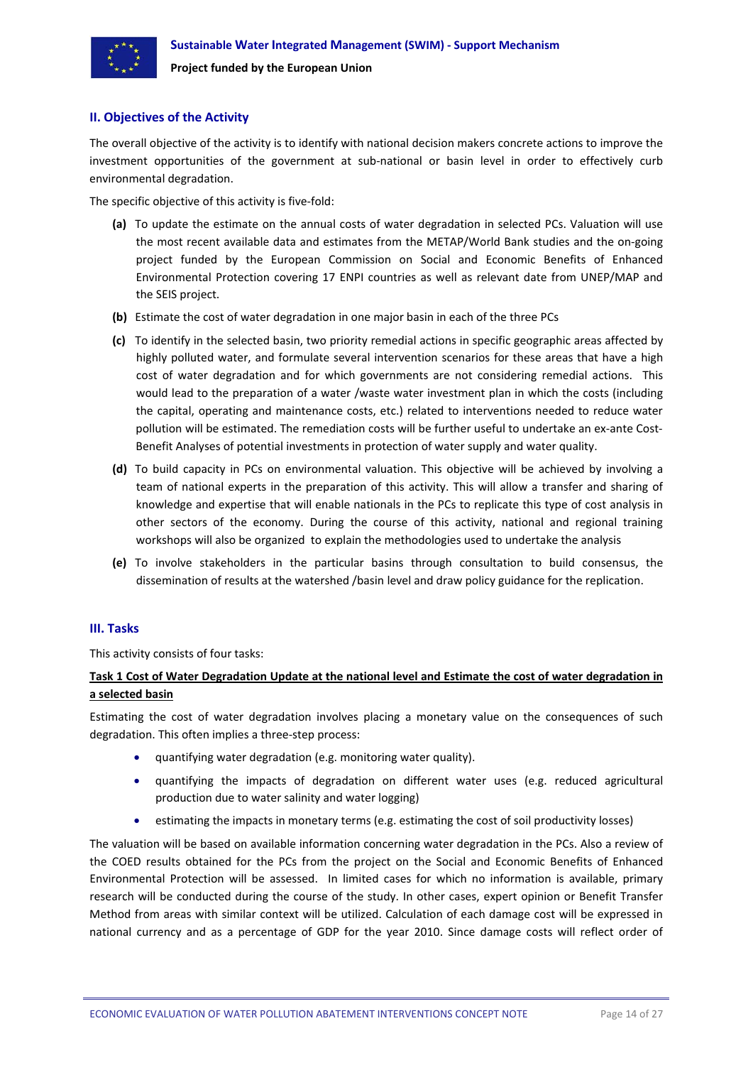## II. Objectives of the Activity

The overall objective of the activity is to identify with national decision makers concrete actions to improve the investment opportunities of the government at sub-national or basin level in order to effectively curb environmental degradation.

The specific objective of this activity is five-fold:

**(a)** To update the estimate on the annual costs of water degradation in selected PCs. Valuation will use the most recent available data and estimates from the METAP/World Bank studies and the on-going project funded by the European Commission on Social and Economic Benefits of Enhanced Environmental Protection covering 17 ENPI countries as well as relevant date from UNEP/MAP and the SEIS project.

**(b)** Estimate the cost of water degradation in one major basin in each of the three PCs

**(c)** To identify in the selected basin, two priority remedial actions in specific geographic areas affected by highly polluted water, and formulate several intervention scenarios for these areas that have a high cost of water degradation and for which governments are not considering remedial actions. This would lead to the preparation of a water /waste water investment plan in which the costs (including the capital, operating and maintenance costs, etc.) related to interventions needed to reduce water pollution will be estimated. The remediation costs will be further useful to undertake an ex-ante Cost-Benefit Analyses of potential investments in protection of water supply and water quality.

**(d)** To build capacity in PCs on environmental valuation. This objective will be achieved by involving a team of national experts in the preparation of this activity. This will allow a transfer and sharing of knowledge and expertise that will enable nationals in the PCs to replicate this type of cost analysis in other sectors of the economy. During the course of this activity, national and regional training workshops will also be organized to explain the methodologies used to undertake the analysis

**(e)** To involve stakeholders in the particular basins through consultation to build consensus, the dissemination of results at the watershed /basin level and draw policy guidance for the replication.

## III. Tasks

This activity consists of four tasks:

**Task 1 Cost of Water Degradation Update at the national level and Estimate the cost of water degradation in a selected basin**

Estimating the cost of water degradation involves placing a monetary value on the consequences of such degradation. This often implies a three-step process:

- quantifying water degradation (e.g. monitoring water quality).
- quantifying the impacts of degradation on different water uses (e.g. reduced agricultural production due to water salinity and water logging)
- estimating the impacts in monetary terms (e.g. estimating the cost of soil productivity losses)

The valuation will be based on available information concerning water degradation in the PCs. Also a review of the COED results obtained for the PCs from the project on the Social and Economic Benefits of Enhanced Environmental Protection will be assessed. In limited cases for which no information is available, primary research will be conducted during the course of the study. In other cases, expert opinion or Benefit Transfer Method from areas with similar context will be utilized. Calculation of each damage cost will be expressed in national currency and as a percentage of GDP for the year 2010. Since damage costs will reflect order of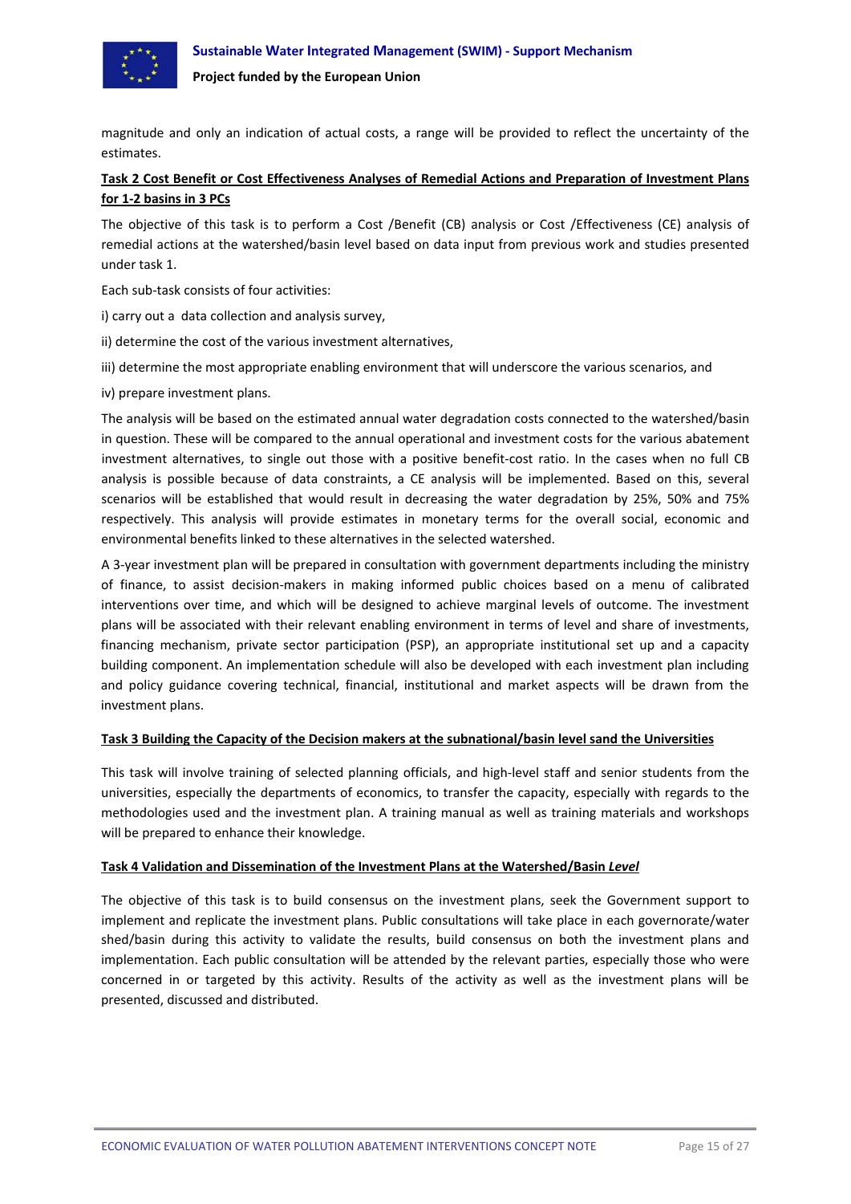magnitude and only an indication of actual costs, a range will be provided to reflect the uncertainty of the estimates.

**Task 2 Cost Benefit or Cost Effectiveness Analyses of Remedial Actions and Preparation of Investment Plans for 1-2 basins in 3 PCs**

The objective of this task is to perform a Cost /Benefit (CB) analysis or Cost /Effectiveness (CE) analysis of remedial actions at the watershed/basin level based on data input from previous work and studies presented under task 1.

Each sub-task consists of four activities:

i) carry out a data collection and analysis survey,

ii) determine the cost of the various investment alternatives,

iii) determine the most appropriate enabling environment that will underscore the various scenarios, and

iv) prepare investment plans.

The analysis will be based on the estimated annual water degradation costs connected to the watershed/basin in question. These will be compared to the annual operational and investment costs for the various abatement investment alternatives, to single out those with a positive benefit-cost ratio. In the cases when no full CB analysis is possible because of data constraints, a CE analysis will be implemented. Based on this, several scenarios will be established that would result in decreasing the water degradation by 25%, 50% and 75% respectively. This analysis will provide estimates in monetary terms for the overall social, economic and environmental benefits linked to these alternatives in the selected watershed.

A 3-year investment plan will be prepared in consultation with government departments including the ministry of finance, to assist decision-makers in making informed public choices based on a menu of calibrated interventions over time, and which will be designed to achieve marginal levels of outcome. The investment plans will be associated with their relevant enabling environment in terms of level and share of investments, financing mechanism, private sector participation (PSP), an appropriate institutional set up and a capacity building component. An implementation schedule will also be developed with each investment plan including and policy guidance covering technical, financial, institutional and market aspects will be drawn from the investment plans.

**Task 3 Building the Capacity of the Decision makers at the subnational/basin level sand the Universities**

This task will involve training of selected planning officials, and high-level staff and senior students from the universities, especially the departments of economics, to transfer the capacity, especially with regards to the methodologies used and the investment plan. A training manual as well as training materials and workshops will be prepared to enhance their knowledge.

**Task 4 Validation and Dissemination of the Investment Plans at the Watershed/Basin *Level***

The objective of this task is to build consensus on the investment plans, seek the Government support to implement and replicate the investment plans. Public consultations will take place in each governorate/water shed/basin during this activity to validate the results, build consensus on both the investment plans and implementation. Each public consultation will be attended by the relevant parties, especially those who were concerned in or targeted by this activity. Results of the activity as well as the investment plans will be presented, discussed and distributed.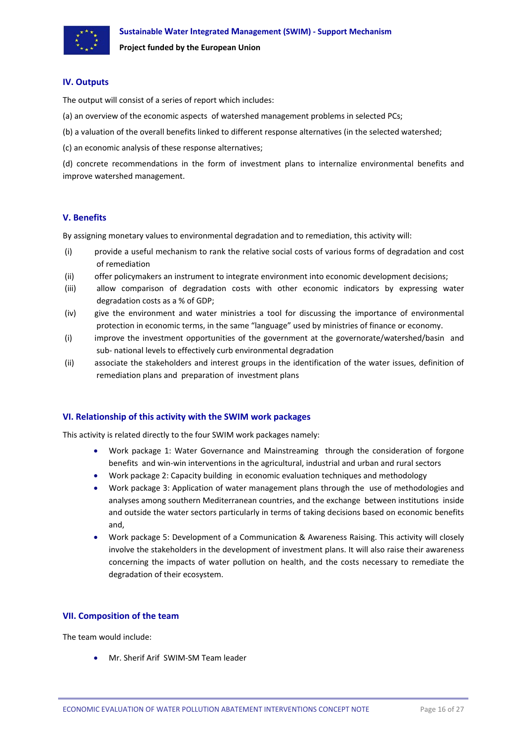## IV. Outputs

The output will consist of a series of report which includes:

(a) an overview of the economic aspects of watershed management problems in selected PCs;

(b) a valuation of the overall benefits linked to different response alternatives (in the selected watershed;

(c) an economic analysis of these response alternatives;

(d) concrete recommendations in the form of investment plans to internalize environmental benefits and improve watershed management.

## V. Benefits

By assigning monetary values to environmental degradation and to remediation, this activity will:

(i) provide a useful mechanism to rank the relative social costs of various forms of degradation and cost of remediation

(ii) offer policymakers an instrument to integrate environment into economic development decisions;

(iii) allow comparison of degradation costs with other economic indicators by expressing water degradation costs as a % of GDP;

(iv) give the environment and water ministries a tool for discussing the importance of environmental protection in economic terms, in the same "language" used by ministries of finance or economy.

(i) improve the investment opportunities of the government at the governorate/watershed/basin and sub- national levels to effectively curb environmental degradation

(ii) associate the stakeholders and interest groups in the identification of the water issues, definition of remediation plans and preparation of investment plans

## VI. Relationship of this activity with the SWIM work packages

This activity is related directly to the four SWIM work packages namely:

- Work package 1: Water Governance and Mainstreaming through the consideration of forgone benefits and win-win interventions in the agricultural, industrial and urban and rural sectors
- Work package 2: Capacity building in economic evaluation techniques and methodology
- Work package 3: Application of water management plans through the use of methodologies and analyses among southern Mediterranean countries, and the exchange between institutions inside and outside the water sectors particularly in terms of taking decisions based on economic benefits and,
- Work package 5: Development of a Communication & Awareness Raising. This activity will closely involve the stakeholders in the development of investment plans. It will also raise their awareness concerning the impacts of water pollution on health, and the costs necessary to remediate the degradation of their ecosystem.

## VII. Composition of the team

The team would include:

- Mr. Sherif Arif SWIM-SM Team leader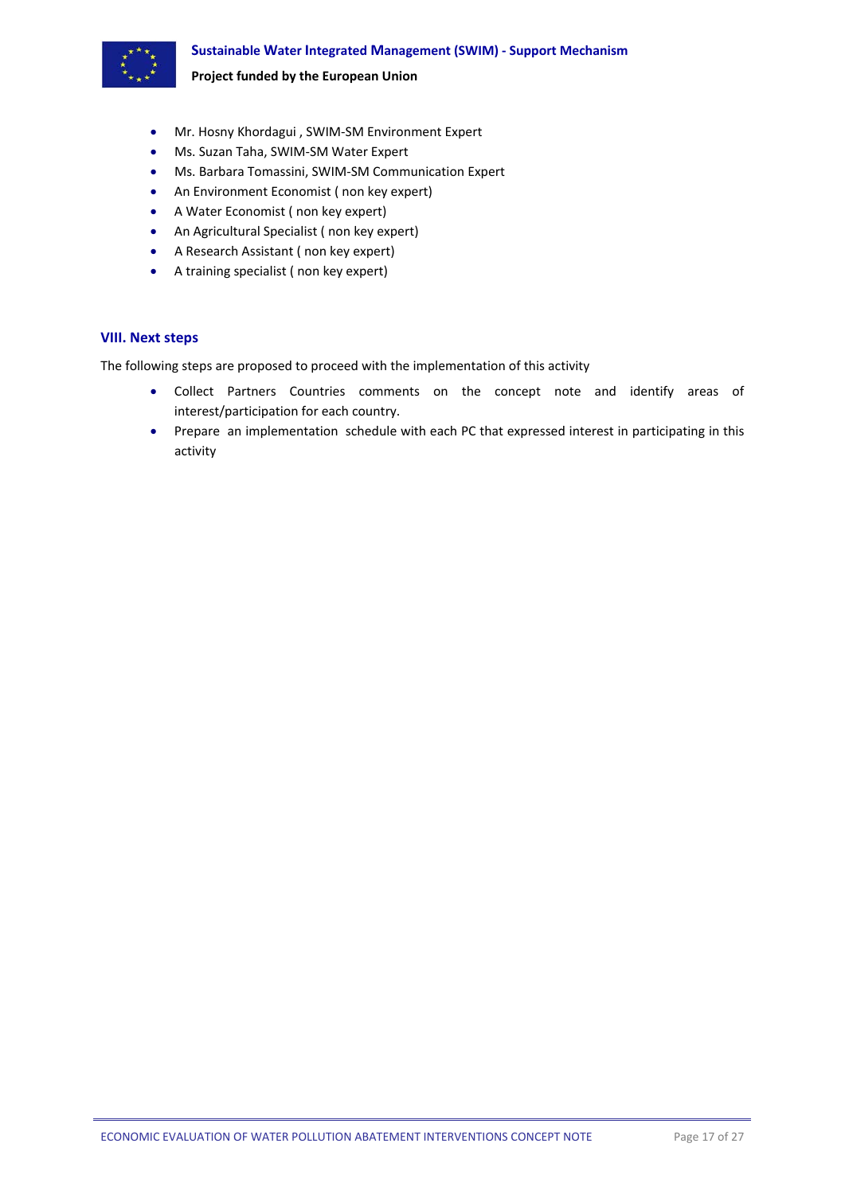- Mr. Hosny Khordagui , SWIM-SM Environment Expert
- Ms. Suzan Taha, SWIM-SM Water Expert
- Ms. Barbara Tomassini, SWIM-SM Communication Expert
- An Environment Economist ( non key expert)
- A Water Economist ( non key expert)
- An Agricultural Specialist ( non key expert)
- A Research Assistant ( non key expert)
- A training specialist ( non key expert)

## VIII. Next steps

The following steps are proposed to proceed with the implementation of this activity

- Collect Partners Countries comments on the concept note and identify areas of interest/participation for each country.
- Prepare an implementation schedule with each PC that expressed interest in participating in this activity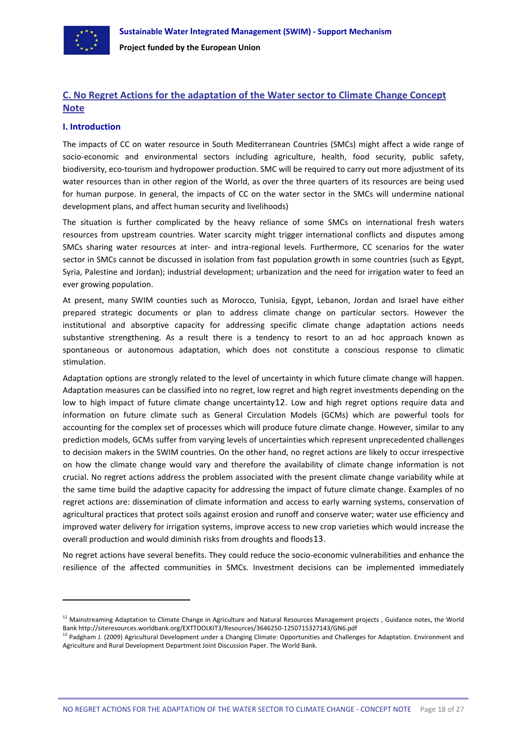## C. No Regret Actions for the adaptation of the Water sector to Climate Change Concept Note

### I. Introduction

The impacts of CC on water resource in South Mediterranean Countries (SMCs) might affect a wide range of socio-economic and environmental sectors including agriculture, health, food security, public safety, biodiversity, eco-tourism and hydropower production. SMC will be required to carry out more adjustment of its water resources than in other region of the World, as over the three quarters of its resources are being used for human purpose. In general, the impacts of CC on the water sector in the SMCs will undermine national development plans, and affect human security and livelihoods)

The situation is further complicated by the heavy reliance of some SMCs on international fresh waters resources from upstream countries. Water scarcity might trigger international conflicts and disputes among SMCs sharing water resources at inter- and intra-regional levels. Furthermore, CC scenarios for the water sector in SMCs cannot be discussed in isolation from fast population growth in some countries (such as Egypt, Syria, Palestine and Jordan); industrial development; urbanization and the need for irrigation water to feed an ever growing population.

At present, many SWIM counties such as Morocco, Tunisia, Egypt, Lebanon, Jordan and Israel have either prepared strategic documents or plan to address climate change on particular sectors. However the institutional and absorptive capacity for addressing specific climate change adaptation actions needs substantive strengthening. As a result there is a tendency to resort to an ad hoc approach known as spontaneous or autonomous adaptation, which does not constitute a conscious response to climatic stimulation.

Adaptation options are strongly related to the level of uncertainty in which future climate change will happen. Adaptation measures can be classified into no regret, low regret and high regret investments depending on the low to high impact of future climate change uncertainty[12]. Low and high regret options require data and information on future climate such as General Circulation Models (GCMs) which are powerful tools for accounting for the complex set of processes which will produce future climate change. However, similar to any prediction models, GCMs suffer from varying levels of uncertainties which represent unprecedented challenges to decision makers in the SWIM countries. On the other hand, no regret actions are likely to occur irrespective on how the climate change would vary and therefore the availability of climate change information is not crucial. No regret actions address the problem associated with the present climate change variability while at the same time build the adaptive capacity for addressing the impact of future climate change. Examples of no regret actions are: dissemination of climate information and access to early warning systems, conservation of agricultural practices that protect soils against erosion and runoff and conserve water; water use efficiency and improved water delivery for irrigation systems, improve access to new crop varieties which would increase the overall production and would diminish risks from droughts and floods[13].

No regret actions have several benefits. They could reduce the socio-economic vulnerabilities and enhance the resilience of the affected communities in SMCs. Investment decisions can be implemented immediately

---

[12] Mainstreaming Adaptation to Climate Change in Agriculture and Natural Resources Management projects , Guidance notes, the World Bank http://siteresources.worldbank.org/EXTTOOLKIT3/Resources/3646250-1250715327143/GN6.pdf

[13] Padgham J. (2009) Agricultural Development under a Changing Climate: Opportunities and Challenges for Adaptation. Environment and Agriculture and Rural Development Department Joint Discussion Paper. The World Bank.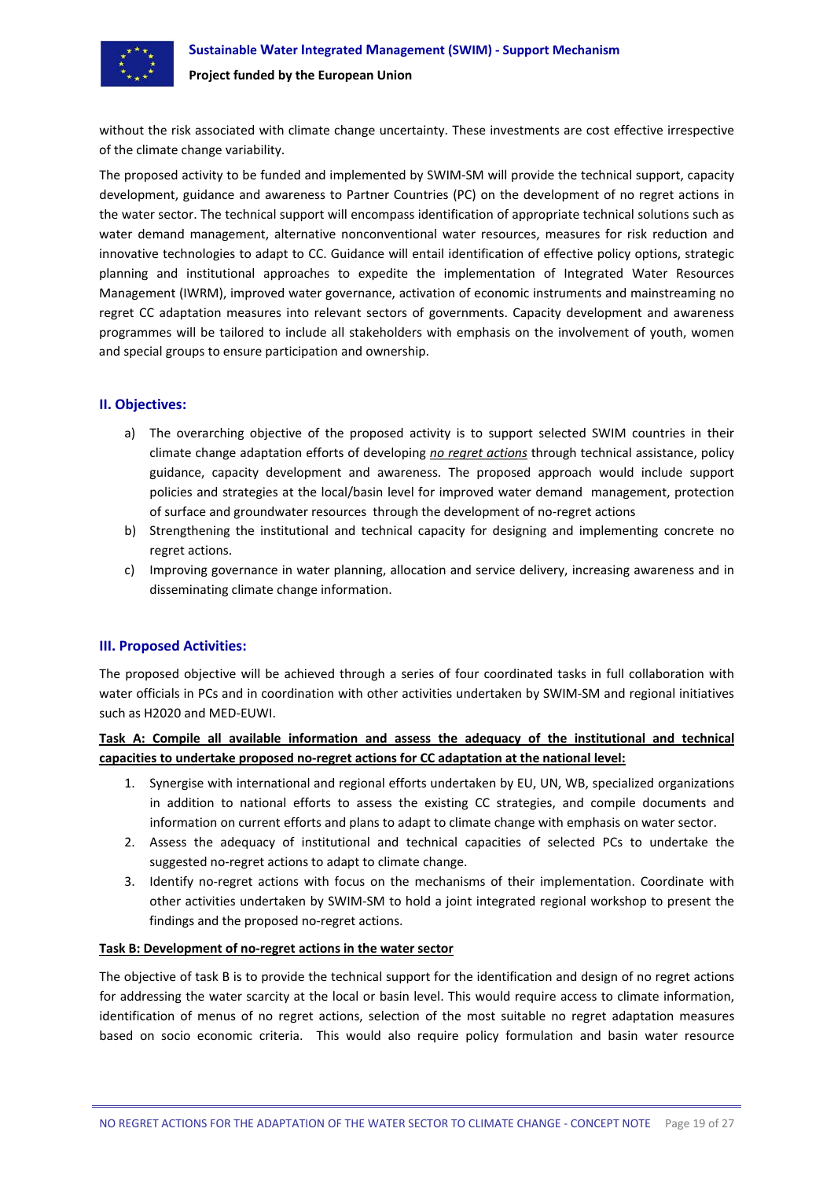without the risk associated with climate change uncertainty. These investments are cost effective irrespective of the climate change variability.

The proposed activity to be funded and implemented by SWIM-SM will provide the technical support, capacity development, guidance and awareness to Partner Countries (PC) on the development of no regret actions in the water sector. The technical support will encompass identification of appropriate technical solutions such as water demand management, alternative nonconventional water resources, measures for risk reduction and innovative technologies to adapt to CC. Guidance will entail identification of effective policy options, strategic planning and institutional approaches to expedite the implementation of Integrated Water Resources Management (IWRM), improved water governance, activation of economic instruments and mainstreaming no regret CC adaptation measures into relevant sectors of governments. Capacity development and awareness programmes will be tailored to include all stakeholders with emphasis on the involvement of youth, women and special groups to ensure participation and ownership.

## II. Objectives:

a) The overarching objective of the proposed activity is to support selected SWIM countries in their climate change adaptation efforts of developing *no regret actions* through technical assistance, policy guidance, capacity development and awareness. The proposed approach would include support policies and strategies at the local/basin level for improved water demand management, protection of surface and groundwater resources through the development of no-regret actions
b) Strengthening the institutional and technical capacity for designing and implementing concrete no regret actions.
c) Improving governance in water planning, allocation and service delivery, increasing awareness and in disseminating climate change information.

## III. Proposed Activities:

The proposed objective will be achieved through a series of four coordinated tasks in full collaboration with water officials in PCs and in coordination with other activities undertaken by SWIM-SM and regional initiatives such as H2020 and MED-EUWI.

**Task A: Compile all available information and assess the adequacy of the institutional and technical capacities to undertake proposed no-regret actions for CC adaptation at the national level:**

1. Synergise with international and regional efforts undertaken by EU, UN, WB, specialized organizations in addition to national efforts to assess the existing CC strategies, and compile documents and information on current efforts and plans to adapt to climate change with emphasis on water sector.
2. Assess the adequacy of institutional and technical capacities of selected PCs to undertake the suggested no-regret actions to adapt to climate change.
3. Identify no-regret actions with focus on the mechanisms of their implementation. Coordinate with other activities undertaken by SWIM-SM to hold a joint integrated regional workshop to present the findings and the proposed no-regret actions.

**Task B: Development of no-regret actions in the water sector**

The objective of task B is to provide the technical support for the identification and design of no regret actions for addressing the water scarcity at the local or basin level. This would require access to climate information, identification of menus of no regret actions, selection of the most suitable no regret adaptation measures based on socio economic criteria. This would also require policy formulation and basin water resource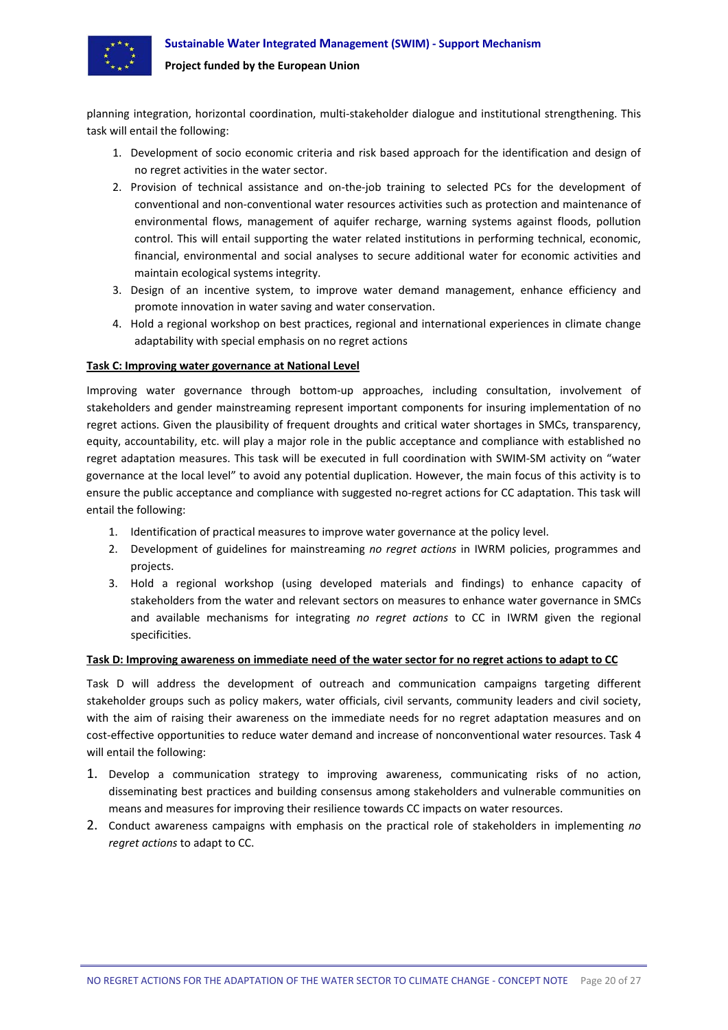planning integration, horizontal coordination, multi-stakeholder dialogue and institutional strengthening. This task will entail the following:

1. Development of socio economic criteria and risk based approach for the identification and design of no regret activities in the water sector.
2. Provision of technical assistance and on-the-job training to selected PCs for the development of conventional and non-conventional water resources activities such as protection and maintenance of environmental flows, management of aquifer recharge, warning systems against floods, pollution control. This will entail supporting the water related institutions in performing technical, economic, financial, environmental and social analyses to secure additional water for economic activities and maintain ecological systems integrity.
3. Design of an incentive system, to improve water demand management, enhance efficiency and promote innovation in water saving and water conservation.
4. Hold a regional workshop on best practices, regional and international experiences in climate change adaptability with special emphasis on no regret actions

**Task C: Improving water governance at National Level**

Improving water governance through bottom-up approaches, including consultation, involvement of stakeholders and gender mainstreaming represent important components for insuring implementation of no regret actions. Given the plausibility of frequent droughts and critical water shortages in SMCs, transparency, equity, accountability, etc. will play a major role in the public acceptance and compliance with established no regret adaptation measures. This task will be executed in full coordination with SWIM-SM activity on "water governance at the local level" to avoid any potential duplication. However, the main focus of this activity is to ensure the public acceptance and compliance with suggested no-regret actions for CC adaptation. This task will entail the following:

1. Identification of practical measures to improve water governance at the policy level.
2. Development of guidelines for mainstreaming *no regret actions* in IWRM policies, programmes and projects.
3. Hold a regional workshop (using developed materials and findings) to enhance capacity of stakeholders from the water and relevant sectors on measures to enhance water governance in SMCs and available mechanisms for integrating *no regret actions* to CC in IWRM given the regional specificities.

**Task D: Improving awareness on immediate need of the water sector for no regret actions to adapt to CC**

Task D will address the development of outreach and communication campaigns targeting different stakeholder groups such as policy makers, water officials, civil servants, community leaders and civil society, with the aim of raising their awareness on the immediate needs for no regret adaptation measures and on cost-effective opportunities to reduce water demand and increase of nonconventional water resources. Task 4 will entail the following:

1. Develop a communication strategy to improving awareness, communicating risks of no action, disseminating best practices and building consensus among stakeholders and vulnerable communities on means and measures for improving their resilience towards CC impacts on water resources.
2. Conduct awareness campaigns with emphasis on the practical role of stakeholders in implementing *no regret actions* to adapt to CC.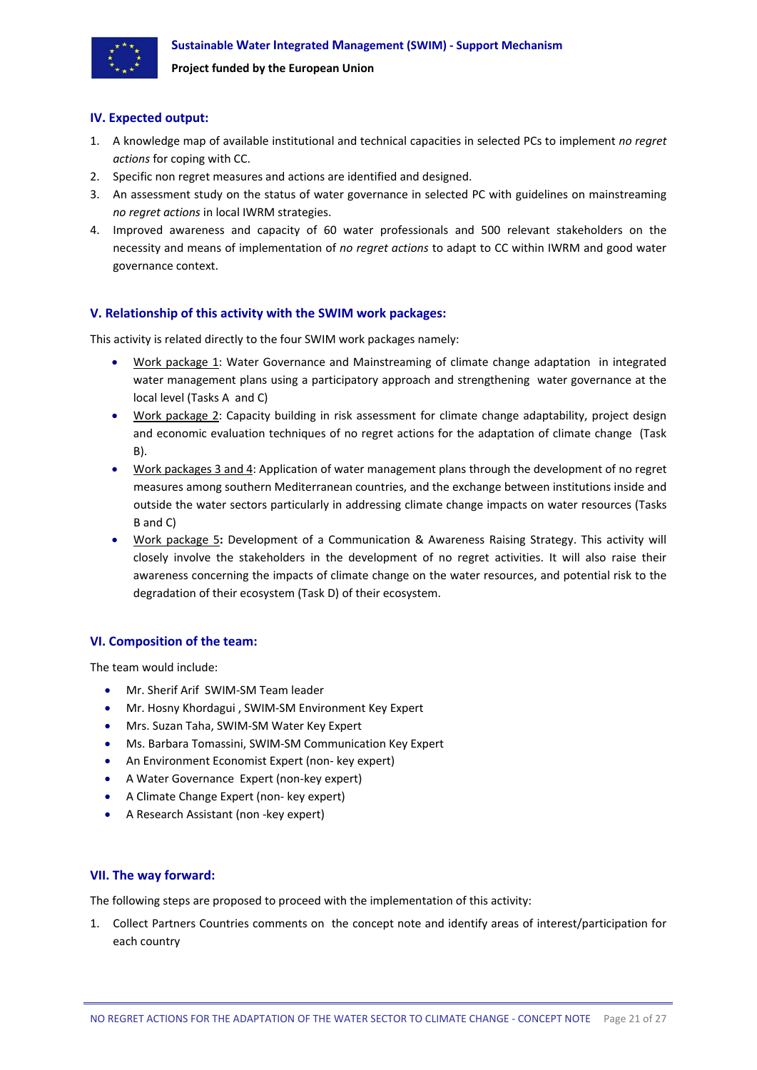## IV. Expected output:

1. A knowledge map of available institutional and technical capacities in selected PCs to implement *no regret actions* for coping with CC.
2. Specific non regret measures and actions are identified and designed.
3. An assessment study on the status of water governance in selected PC with guidelines on mainstreaming *no regret actions* in local IWRM strategies.
4. Improved awareness and capacity of 60 water professionals and 500 relevant stakeholders on the necessity and means of implementation of *no regret actions* to adapt to CC within IWRM and good water governance context.

## V. Relationship of this activity with the SWIM work packages:

This activity is related directly to the four SWIM work packages namely:

- Work package 1: Water Governance and Mainstreaming of climate change adaptation in integrated water management plans using a participatory approach and strengthening water governance at the local level (Tasks A and C)
- Work package 2: Capacity building in risk assessment for climate change adaptability, project design and economic evaluation techniques of no regret actions for the adaptation of climate change (Task B).
- Work packages 3 and 4: Application of water management plans through the development of no regret measures among southern Mediterranean countries, and the exchange between institutions inside and outside the water sectors particularly in addressing climate change impacts on water resources (Tasks B and C)
- Work package 5**:** Development of a Communication & Awareness Raising Strategy. This activity will closely involve the stakeholders in the development of no regret activities. It will also raise their awareness concerning the impacts of climate change on the water resources, and potential risk to the degradation of their ecosystem (Task D) of their ecosystem.

## VI. Composition of the team:

The team would include:

- Mr. Sherif Arif SWIM-SM Team leader
- Mr. Hosny Khordagui , SWIM-SM Environment Key Expert
- Mrs. Suzan Taha, SWIM-SM Water Key Expert
- Ms. Barbara Tomassini, SWIM-SM Communication Key Expert
- An Environment Economist Expert (non- key expert)
- A Water Governance Expert (non-key expert)
- A Climate Change Expert (non- key expert)
- A Research Assistant (non -key expert)

## VII. The way forward:

The following steps are proposed to proceed with the implementation of this activity:

1. Collect Partners Countries comments on the concept note and identify areas of interest/participation for each country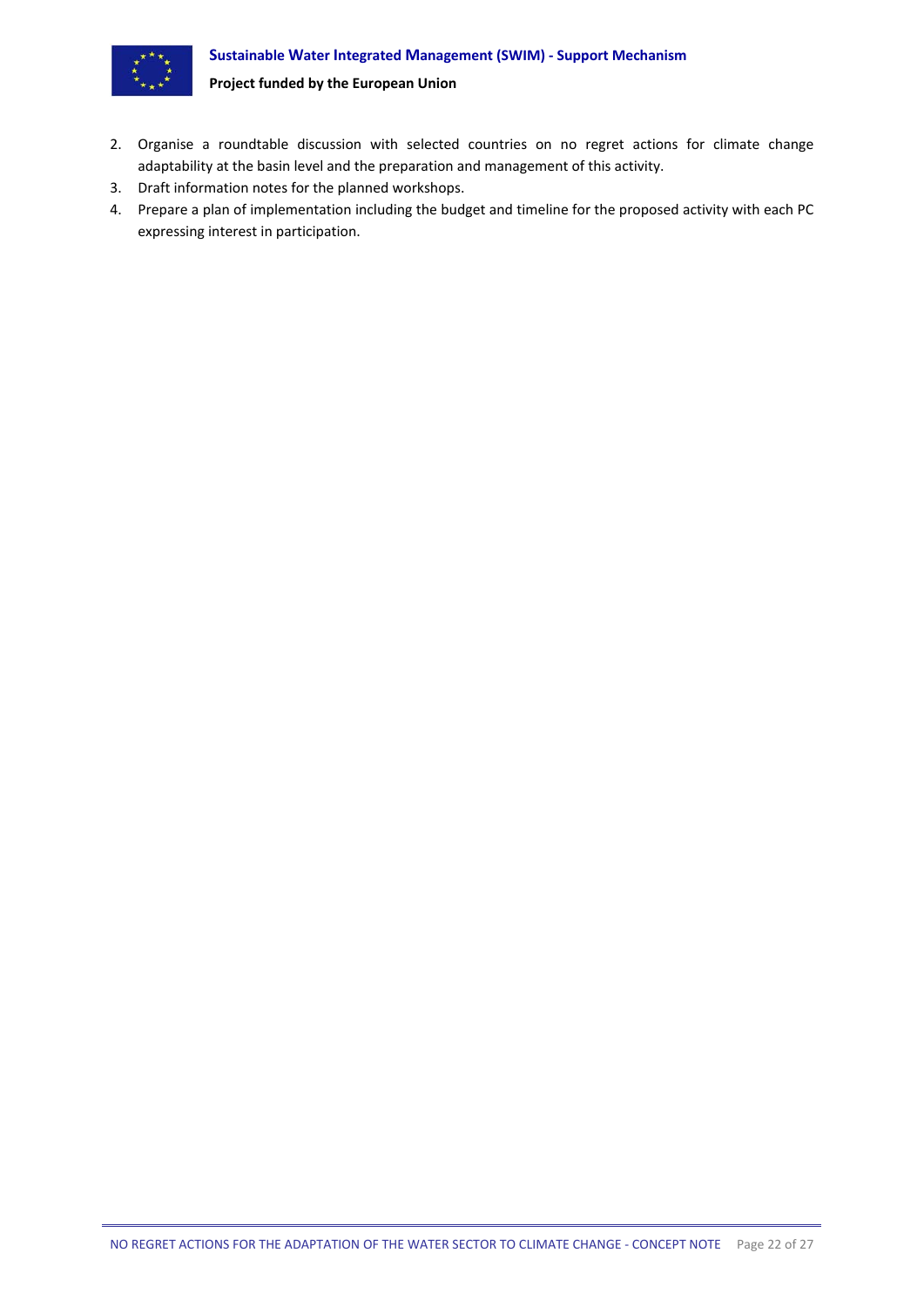2. Organise a roundtable discussion with selected countries on no regret actions for climate change adaptability at the basin level and the preparation and management of this activity.
3. Draft information notes for the planned workshops.
4. Prepare a plan of implementation including the budget and timeline for the proposed activity with each PC expressing interest in participation.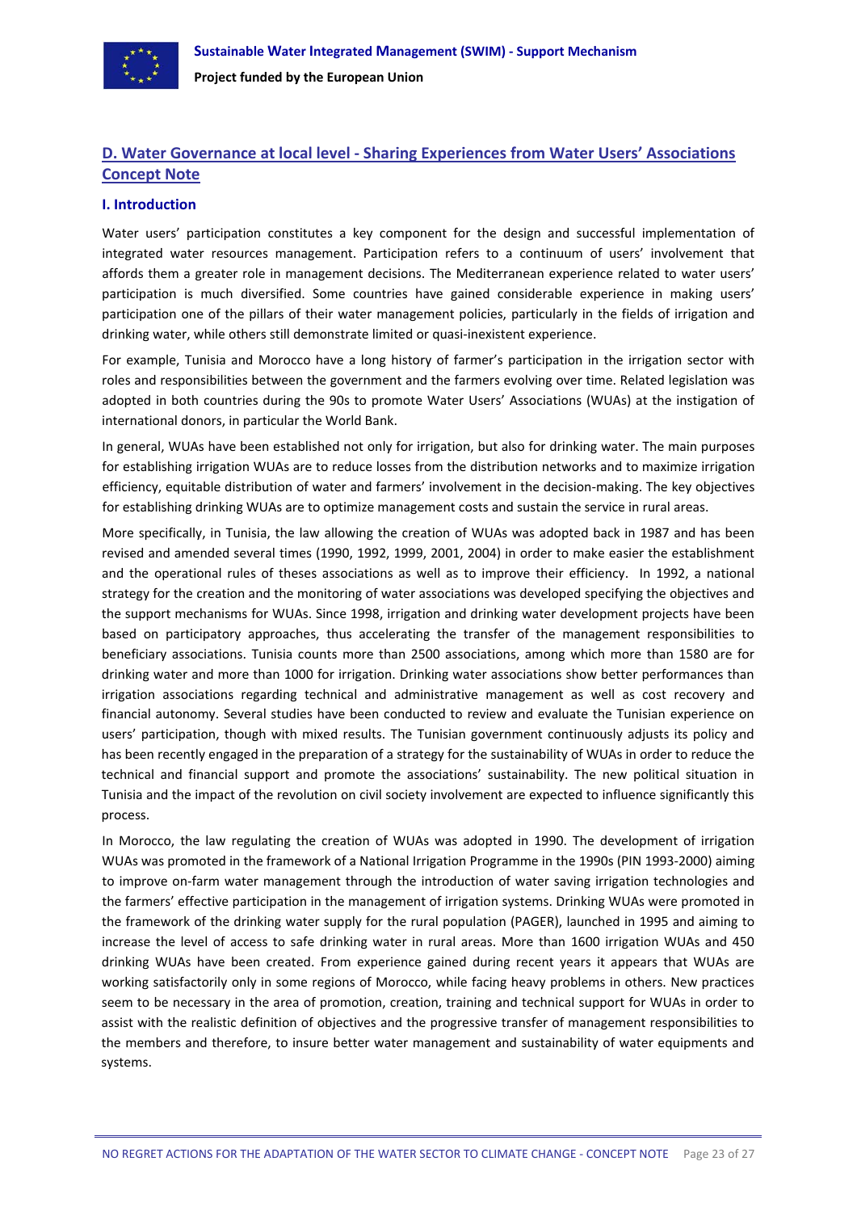## D. Water Governance at local level - Sharing Experiences from Water Users' Associations Concept Note

### I. Introduction

Water users' participation constitutes a key component for the design and successful implementation of integrated water resources management. Participation refers to a continuum of users' involvement that affords them a greater role in management decisions. The Mediterranean experience related to water users' participation is much diversified. Some countries have gained considerable experience in making users' participation one of the pillars of their water management policies, particularly in the fields of irrigation and drinking water, while others still demonstrate limited or quasi-inexistent experience.

For example, Tunisia and Morocco have a long history of farmer's participation in the irrigation sector with roles and responsibilities between the government and the farmers evolving over time. Related legislation was adopted in both countries during the 90s to promote Water Users' Associations (WUAs) at the instigation of international donors, in particular the World Bank.

In general, WUAs have been established not only for irrigation, but also for drinking water. The main purposes for establishing irrigation WUAs are to reduce losses from the distribution networks and to maximize irrigation efficiency, equitable distribution of water and farmers' involvement in the decision-making. The key objectives for establishing drinking WUAs are to optimize management costs and sustain the service in rural areas.

More specifically, in Tunisia, the law allowing the creation of WUAs was adopted back in 1987 and has been revised and amended several times (1990, 1992, 1999, 2001, 2004) in order to make easier the establishment and the operational rules of theses associations as well as to improve their efficiency. In 1992, a national strategy for the creation and the monitoring of water associations was developed specifying the objectives and the support mechanisms for WUAs. Since 1998, irrigation and drinking water development projects have been based on participatory approaches, thus accelerating the transfer of the management responsibilities to beneficiary associations. Tunisia counts more than 2500 associations, among which more than 1580 are for drinking water and more than 1000 for irrigation. Drinking water associations show better performances than irrigation associations regarding technical and administrative management as well as cost recovery and financial autonomy. Several studies have been conducted to review and evaluate the Tunisian experience on users' participation, though with mixed results. The Tunisian government continuously adjusts its policy and has been recently engaged in the preparation of a strategy for the sustainability of WUAs in order to reduce the technical and financial support and promote the associations' sustainability. The new political situation in Tunisia and the impact of the revolution on civil society involvement are expected to influence significantly this process.

In Morocco, the law regulating the creation of WUAs was adopted in 1990. The development of irrigation WUAs was promoted in the framework of a National Irrigation Programme in the 1990s (PIN 1993-2000) aiming to improve on-farm water management through the introduction of water saving irrigation technologies and the farmers' effective participation in the management of irrigation systems. Drinking WUAs were promoted in the framework of the drinking water supply for the rural population (PAGER), launched in 1995 and aiming to increase the level of access to safe drinking water in rural areas. More than 1600 irrigation WUAs and 450 drinking WUAs have been created. From experience gained during recent years it appears that WUAs are working satisfactorily only in some regions of Morocco, while facing heavy problems in others. New practices seem to be necessary in the area of promotion, creation, training and technical support for WUAs in order to assist with the realistic definition of objectives and the progressive transfer of management responsibilities to the members and therefore, to insure better water management and sustainability of water equipments and systems.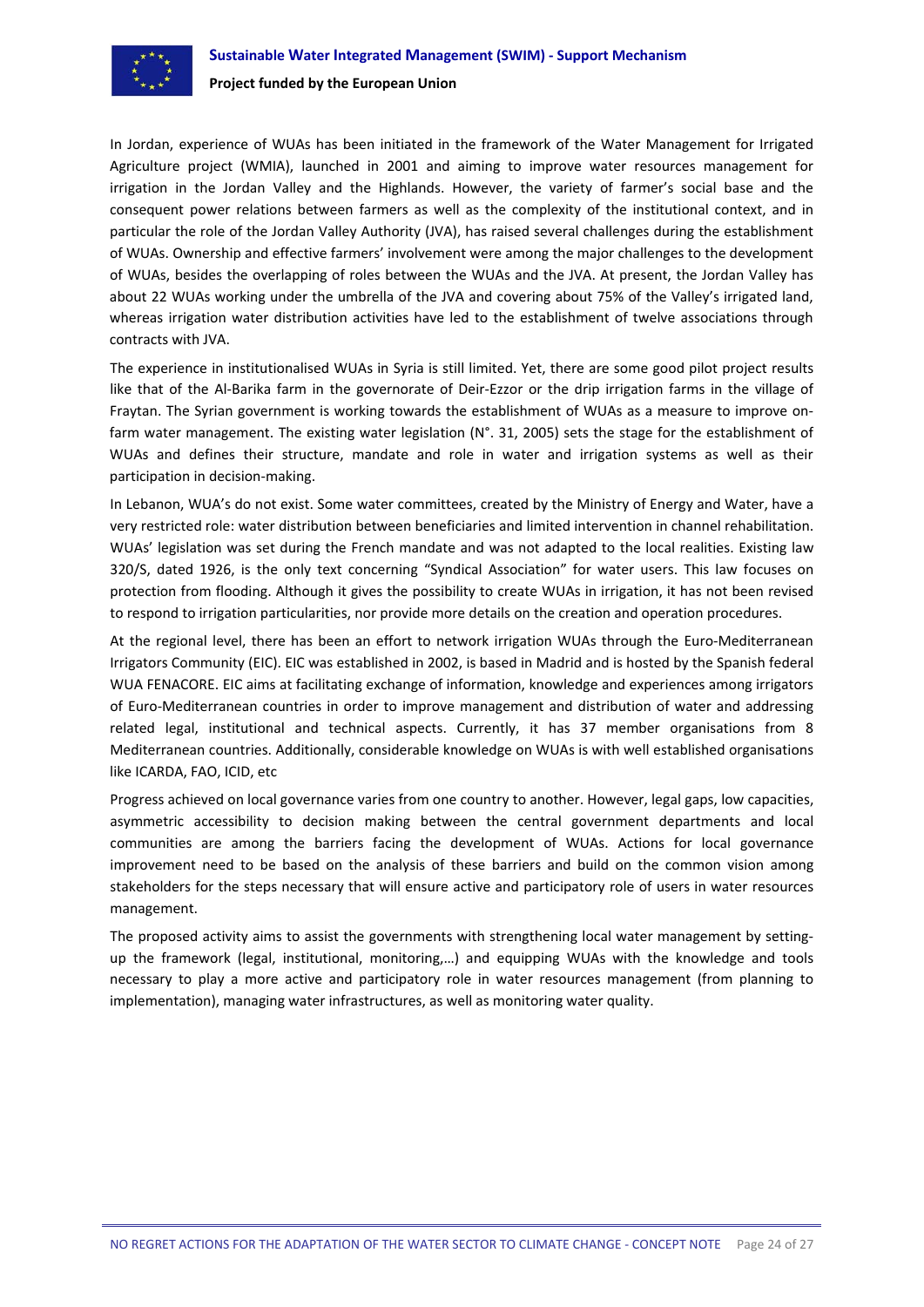In Jordan, experience of WUAs has been initiated in the framework of the Water Management for Irrigated Agriculture project (WMIA), launched in 2001 and aiming to improve water resources management for irrigation in the Jordan Valley and the Highlands. However, the variety of farmer's social base and the consequent power relations between farmers as well as the complexity of the institutional context, and in particular the role of the Jordan Valley Authority (JVA), has raised several challenges during the establishment of WUAs. Ownership and effective farmers' involvement were among the major challenges to the development of WUAs, besides the overlapping of roles between the WUAs and the JVA. At present, the Jordan Valley has about 22 WUAs working under the umbrella of the JVA and covering about 75% of the Valley's irrigated land, whereas irrigation water distribution activities have led to the establishment of twelve associations through contracts with JVA.

The experience in institutionalised WUAs in Syria is still limited. Yet, there are some good pilot project results like that of the Al-Barika farm in the governorate of Deir-Ezzor or the drip irrigation farms in the village of Fraytan. The Syrian government is working towards the establishment of WUAs as a measure to improve on-farm water management. The existing water legislation (N°. 31, 2005) sets the stage for the establishment of WUAs and defines their structure, mandate and role in water and irrigation systems as well as their participation in decision-making.

In Lebanon, WUA's do not exist. Some water committees, created by the Ministry of Energy and Water, have a very restricted role: water distribution between beneficiaries and limited intervention in channel rehabilitation. WUAs' legislation was set during the French mandate and was not adapted to the local realities. Existing law 320/S, dated 1926, is the only text concerning "Syndical Association" for water users. This law focuses on protection from flooding. Although it gives the possibility to create WUAs in irrigation, it has not been revised to respond to irrigation particularities, nor provide more details on the creation and operation procedures.

At the regional level, there has been an effort to network irrigation WUAs through the Euro-Mediterranean Irrigators Community (EIC). EIC was established in 2002, is based in Madrid and is hosted by the Spanish federal WUA FENACORE. EIC aims at facilitating exchange of information, knowledge and experiences among irrigators of Euro-Mediterranean countries in order to improve management and distribution of water and addressing related legal, institutional and technical aspects. Currently, it has 37 member organisations from 8 Mediterranean countries. Additionally, considerable knowledge on WUAs is with well established organisations like ICARDA, FAO, ICID, etc

Progress achieved on local governance varies from one country to another. However, legal gaps, low capacities, asymmetric accessibility to decision making between the central government departments and local communities are among the barriers facing the development of WUAs. Actions for local governance improvement need to be based on the analysis of these barriers and build on the common vision among stakeholders for the steps necessary that will ensure active and participatory role of users in water resources management.

The proposed activity aims to assist the governments with strengthening local water management by setting-up the framework (legal, institutional, monitoring,…) and equipping WUAs with the knowledge and tools necessary to play a more active and participatory role in water resources management (from planning to implementation), managing water infrastructures, as well as monitoring water quality.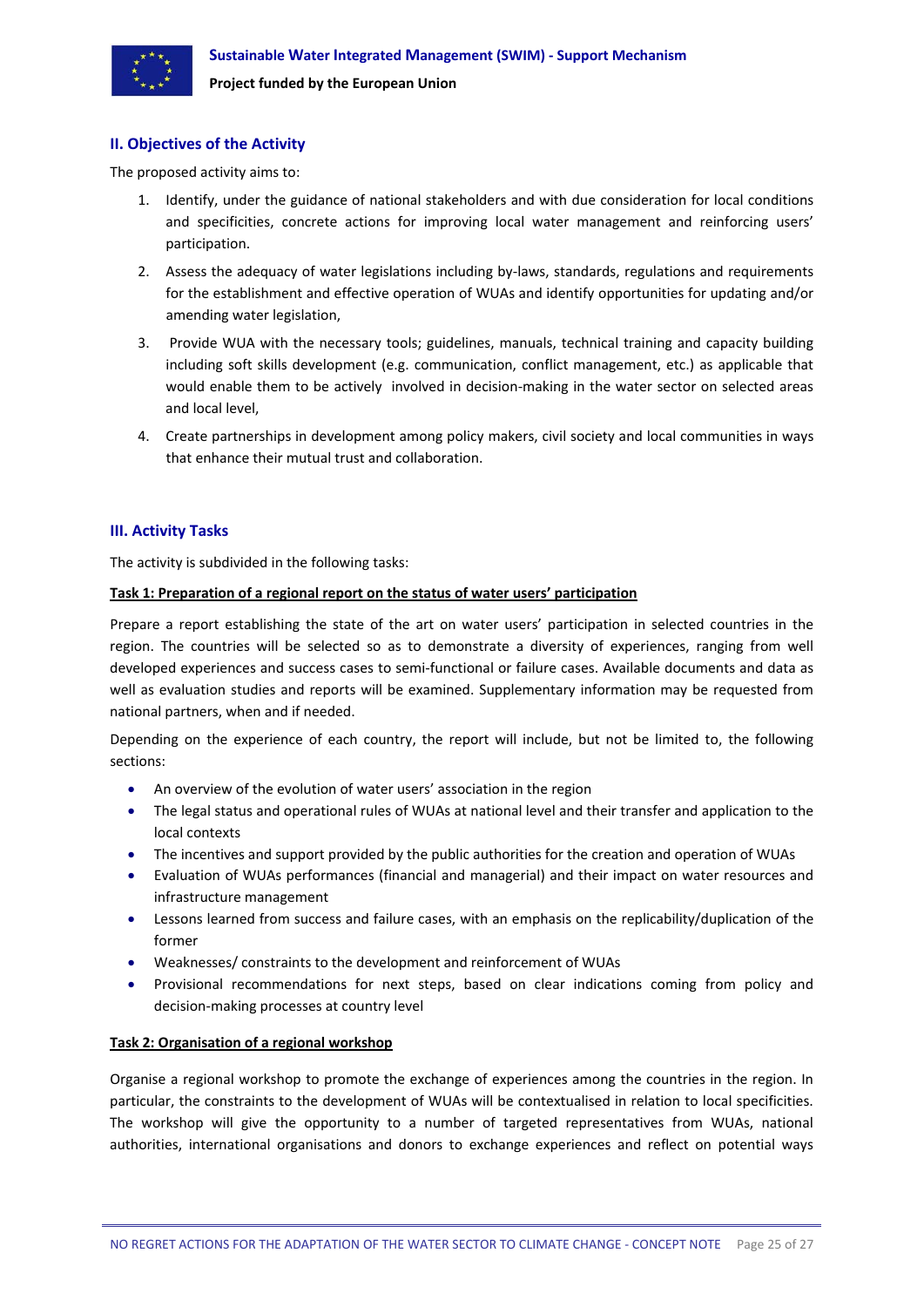## II. Objectives of the Activity

The proposed activity aims to:

1. Identify, under the guidance of national stakeholders and with due consideration for local conditions and specificities, concrete actions for improving local water management and reinforcing users' participation.
2. Assess the adequacy of water legislations including by-laws, standards, regulations and requirements for the establishment and effective operation of WUAs and identify opportunities for updating and/or amending water legislation,
3. Provide WUA with the necessary tools; guidelines, manuals, technical training and capacity building including soft skills development (e.g. communication, conflict management, etc.) as applicable that would enable them to be actively involved in decision-making in the water sector on selected areas and local level,
4. Create partnerships in development among policy makers, civil society and local communities in ways that enhance their mutual trust and collaboration.

## III. Activity Tasks

The activity is subdivided in the following tasks:

**Task 1: Preparation of a regional report on the status of water users' participation**

Prepare a report establishing the state of the art on water users' participation in selected countries in the region. The countries will be selected so as to demonstrate a diversity of experiences, ranging from well developed experiences and success cases to semi-functional or failure cases. Available documents and data as well as evaluation studies and reports will be examined. Supplementary information may be requested from national partners, when and if needed.

Depending on the experience of each country, the report will include, but not be limited to, the following sections:

- An overview of the evolution of water users' association in the region
- The legal status and operational rules of WUAs at national level and their transfer and application to the local contexts
- The incentives and support provided by the public authorities for the creation and operation of WUAs
- Evaluation of WUAs performances (financial and managerial) and their impact on water resources and infrastructure management
- Lessons learned from success and failure cases, with an emphasis on the replicability/duplication of the former
- Weaknesses/ constraints to the development and reinforcement of WUAs
- Provisional recommendations for next steps, based on clear indications coming from policy and decision-making processes at country level

**Task 2: Organisation of a regional workshop**

Organise a regional workshop to promote the exchange of experiences among the countries in the region. In particular, the constraints to the development of WUAs will be contextualised in relation to local specificities. The workshop will give the opportunity to a number of targeted representatives from WUAs, national authorities, international organisations and donors to exchange experiences and reflect on potential ways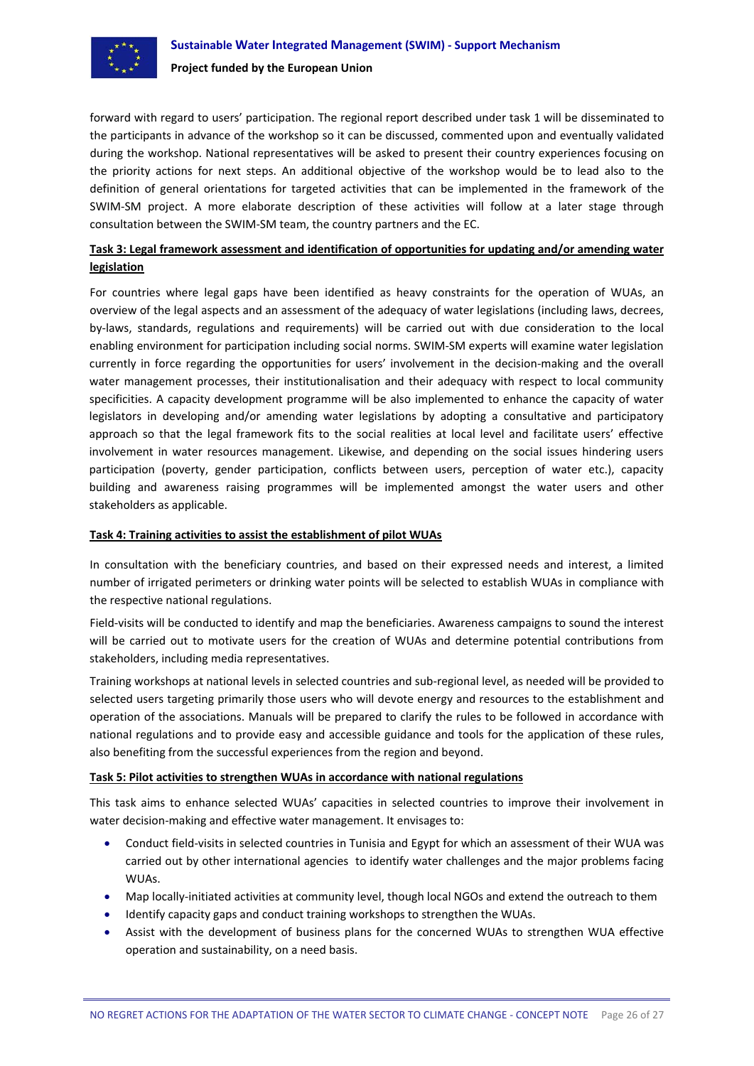forward with regard to users' participation. The regional report described under task 1 will be disseminated to the participants in advance of the workshop so it can be discussed, commented upon and eventually validated during the workshop. National representatives will be asked to present their country experiences focusing on the priority actions for next steps. An additional objective of the workshop would be to lead also to the definition of general orientations for targeted activities that can be implemented in the framework of the SWIM-SM project. A more elaborate description of these activities will follow at a later stage through consultation between the SWIM-SM team, the country partners and the EC.

**Task 3: Legal framework assessment and identification of opportunities for updating and/or amending water legislation**

For countries where legal gaps have been identified as heavy constraints for the operation of WUAs, an overview of the legal aspects and an assessment of the adequacy of water legislations (including laws, decrees, by-laws, standards, regulations and requirements) will be carried out with due consideration to the local enabling environment for participation including social norms. SWIM-SM experts will examine water legislation currently in force regarding the opportunities for users' involvement in the decision-making and the overall water management processes, their institutionalisation and their adequacy with respect to local community specificities. A capacity development programme will be also implemented to enhance the capacity of water legislators in developing and/or amending water legislations by adopting a consultative and participatory approach so that the legal framework fits to the social realities at local level and facilitate users' effective involvement in water resources management. Likewise, and depending on the social issues hindering users participation (poverty, gender participation, conflicts between users, perception of water etc.), capacity building and awareness raising programmes will be implemented amongst the water users and other stakeholders as applicable.

**Task 4: Training activities to assist the establishment of pilot WUAs**

In consultation with the beneficiary countries, and based on their expressed needs and interest, a limited number of irrigated perimeters or drinking water points will be selected to establish WUAs in compliance with the respective national regulations.

Field-visits will be conducted to identify and map the beneficiaries. Awareness campaigns to sound the interest will be carried out to motivate users for the creation of WUAs and determine potential contributions from stakeholders, including media representatives.

Training workshops at national levels in selected countries and sub-regional level, as needed will be provided to selected users targeting primarily those users who will devote energy and resources to the establishment and operation of the associations. Manuals will be prepared to clarify the rules to be followed in accordance with national regulations and to provide easy and accessible guidance and tools for the application of these rules, also benefiting from the successful experiences from the region and beyond.

**Task 5: Pilot activities to strengthen WUAs in accordance with national regulations**

This task aims to enhance selected WUAs' capacities in selected countries to improve their involvement in water decision-making and effective water management. It envisages to:

- Conduct field-visits in selected countries in Tunisia and Egypt for which an assessment of their WUA was carried out by other international agencies to identify water challenges and the major problems facing WUAs.
- Map locally-initiated activities at community level, though local NGOs and extend the outreach to them
- Identify capacity gaps and conduct training workshops to strengthen the WUAs.
- Assist with the development of business plans for the concerned WUAs to strengthen WUA effective operation and sustainability, on a need basis.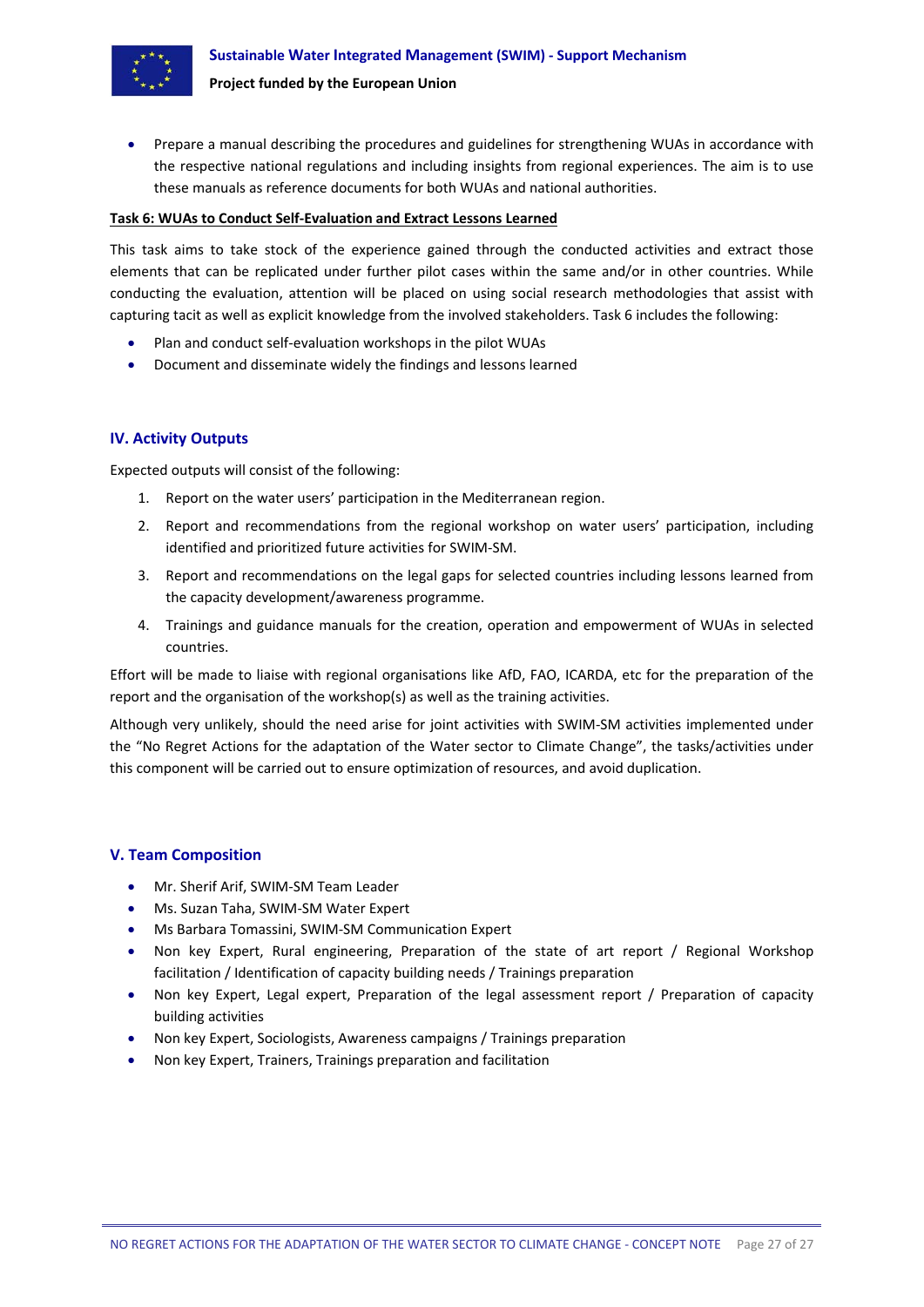- Prepare a manual describing the procedures and guidelines for strengthening WUAs in accordance with the respective national regulations and including insights from regional experiences. The aim is to use these manuals as reference documents for both WUAs and national authorities.

**Task 6: WUAs to Conduct Self-Evaluation and Extract Lessons Learned**

This task aims to take stock of the experience gained through the conducted activities and extract those elements that can be replicated under further pilot cases within the same and/or in other countries. While conducting the evaluation, attention will be placed on using social research methodologies that assist with capturing tacit as well as explicit knowledge from the involved stakeholders. Task 6 includes the following:

- Plan and conduct self-evaluation workshops in the pilot WUAs
- Document and disseminate widely the findings and lessons learned

## IV. Activity Outputs

Expected outputs will consist of the following:

1. Report on the water users' participation in the Mediterranean region.
2. Report and recommendations from the regional workshop on water users' participation, including identified and prioritized future activities for SWIM-SM.
3. Report and recommendations on the legal gaps for selected countries including lessons learned from the capacity development/awareness programme.
4. Trainings and guidance manuals for the creation, operation and empowerment of WUAs in selected countries.

Effort will be made to liaise with regional organisations like AfD, FAO, ICARDA, etc for the preparation of the report and the organisation of the workshop(s) as well as the training activities.

Although very unlikely, should the need arise for joint activities with SWIM-SM activities implemented under the "No Regret Actions for the adaptation of the Water sector to Climate Change", the tasks/activities under this component will be carried out to ensure optimization of resources, and avoid duplication.

## V. Team Composition

- Mr. Sherif Arif, SWIM-SM Team Leader
- Ms. Suzan Taha, SWIM-SM Water Expert
- Ms Barbara Tomassini, SWIM-SM Communication Expert
- Non key Expert, Rural engineering, Preparation of the state of art report / Regional Workshop facilitation / Identification of capacity building needs / Trainings preparation
- Non key Expert, Legal expert, Preparation of the legal assessment report / Preparation of capacity building activities
- Non key Expert, Sociologists, Awareness campaigns / Trainings preparation
- Non key Expert, Trainers, Trainings preparation and facilitation